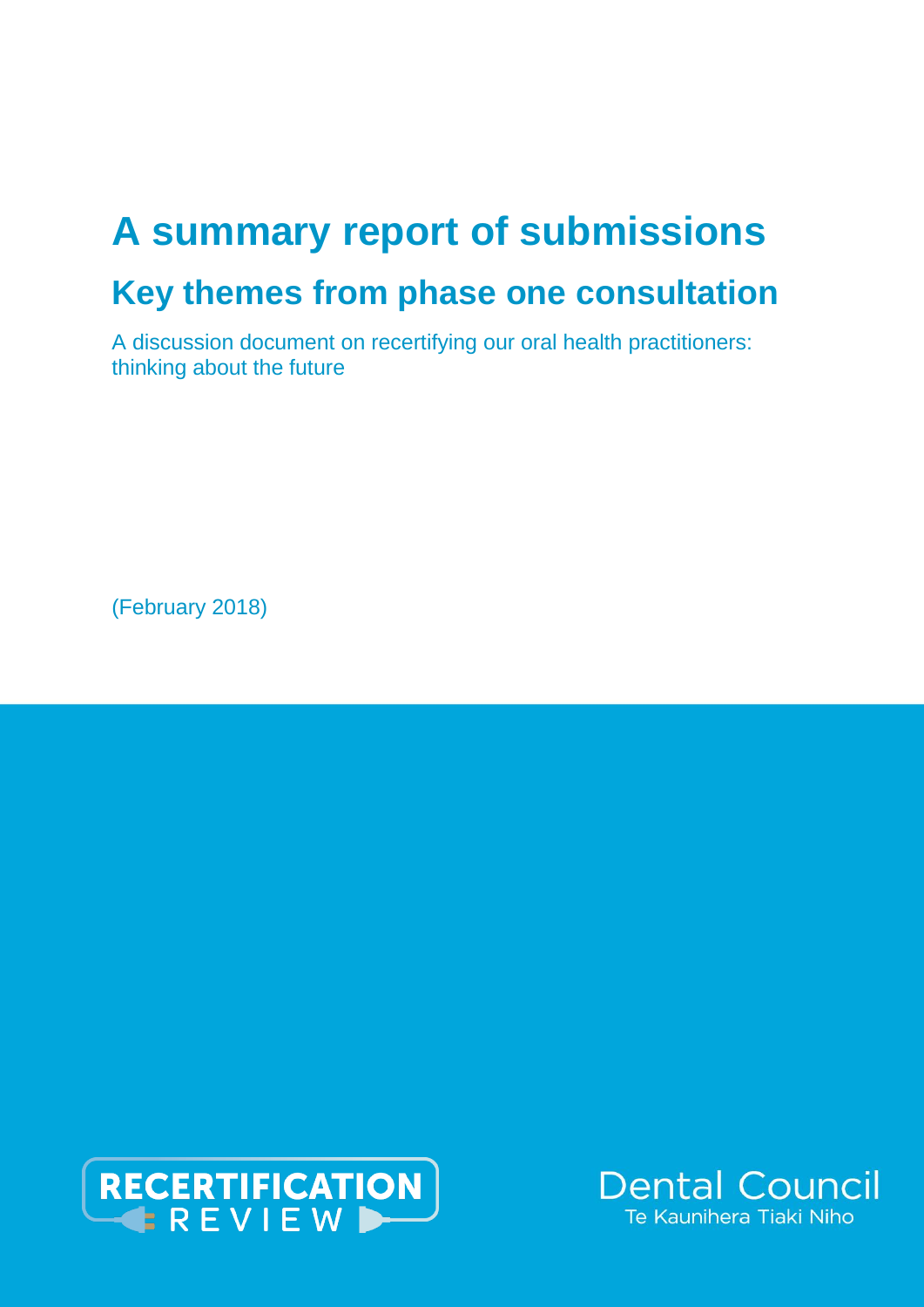# A summary report of submissions

## Key themes from phase one consultation

A discussion document on recertifying our oral health practitioners: thinking about the future

(February 2018)

RECERTIFICATION REVIEW

Dental Council
Te Kaunihera Tiaki Niho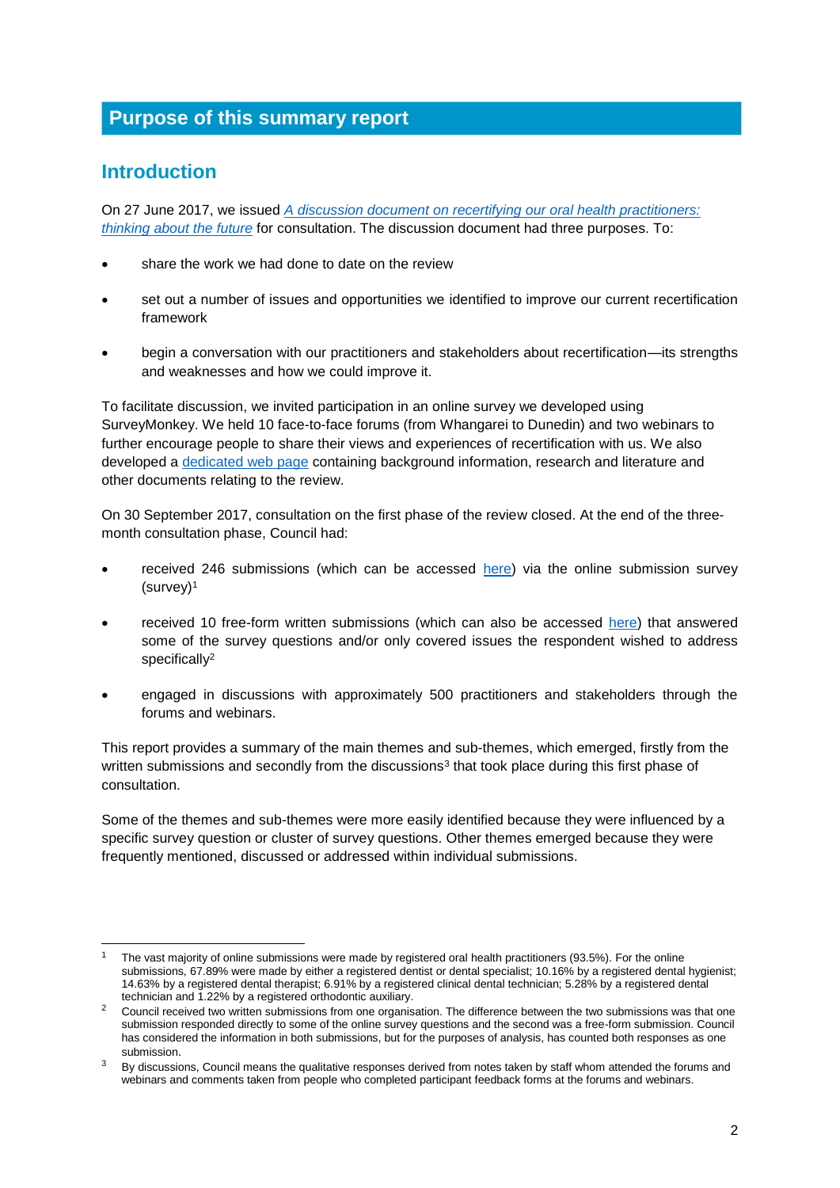# Purpose of this summary report

## Introduction

On 27 June 2017, we issued [*A discussion document on recertifying our oral health practitioners: thinking about the future*]() for consultation. The discussion document had three purposes. To:

- share the work we had done to date on the review
- set out a number of issues and opportunities we identified to improve our current recertification framework
- begin a conversation with our practitioners and stakeholders about recertification—its strengths and weaknesses and how we could improve it.

To facilitate discussion, we invited participation in an online survey we developed using SurveyMonkey. We held 10 face-to-face forums (from Whangarei to Dunedin) and two webinars to further encourage people to share their views and experiences of recertification with us. We also developed a [dedicated web page]() containing background information, research and literature and other documents relating to the review.

On 30 September 2017, consultation on the first phase of the review closed. At the end of the three-month consultation phase, Council had:

- received 246 submissions (which can be accessed [here]()) via the online submission survey (survey)[1]
- received 10 free-form written submissions (which can also be accessed [here]()) that answered some of the survey questions and/or only covered issues the respondent wished to address specifically[2]
- engaged in discussions with approximately 500 practitioners and stakeholders through the forums and webinars.

This report provides a summary of the main themes and sub-themes, which emerged, firstly from the written submissions and secondly from the discussions[3] that took place during this first phase of consultation.

Some of the themes and sub-themes were more easily identified because they were influenced by a specific survey question or cluster of survey questions. Other themes emerged because they were frequently mentioned, discussed or addressed within individual submissions.

---

[1] The vast majority of online submissions were made by registered oral health practitioners (93.5%). For the online submissions, 67.89% were made by either a registered dentist or dental specialist; 10.16% by a registered dental hygienist; 14.63% by a registered dental therapist; 6.91% by a registered clinical dental technician; 5.28% by a registered dental technician and 1.22% by a registered orthodontic auxiliary.

[2] Council received two written submissions from one organisation. The difference between the two submissions was that one submission responded directly to some of the online survey questions and the second was a free-form submission. Council has considered the information in both submissions, but for the purposes of analysis, has counted both responses as one submission.

[3] By discussions, Council means the qualitative responses derived from notes taken by staff whom attended the forums and webinars and comments taken from people who completed participant feedback forms at the forums and webinars.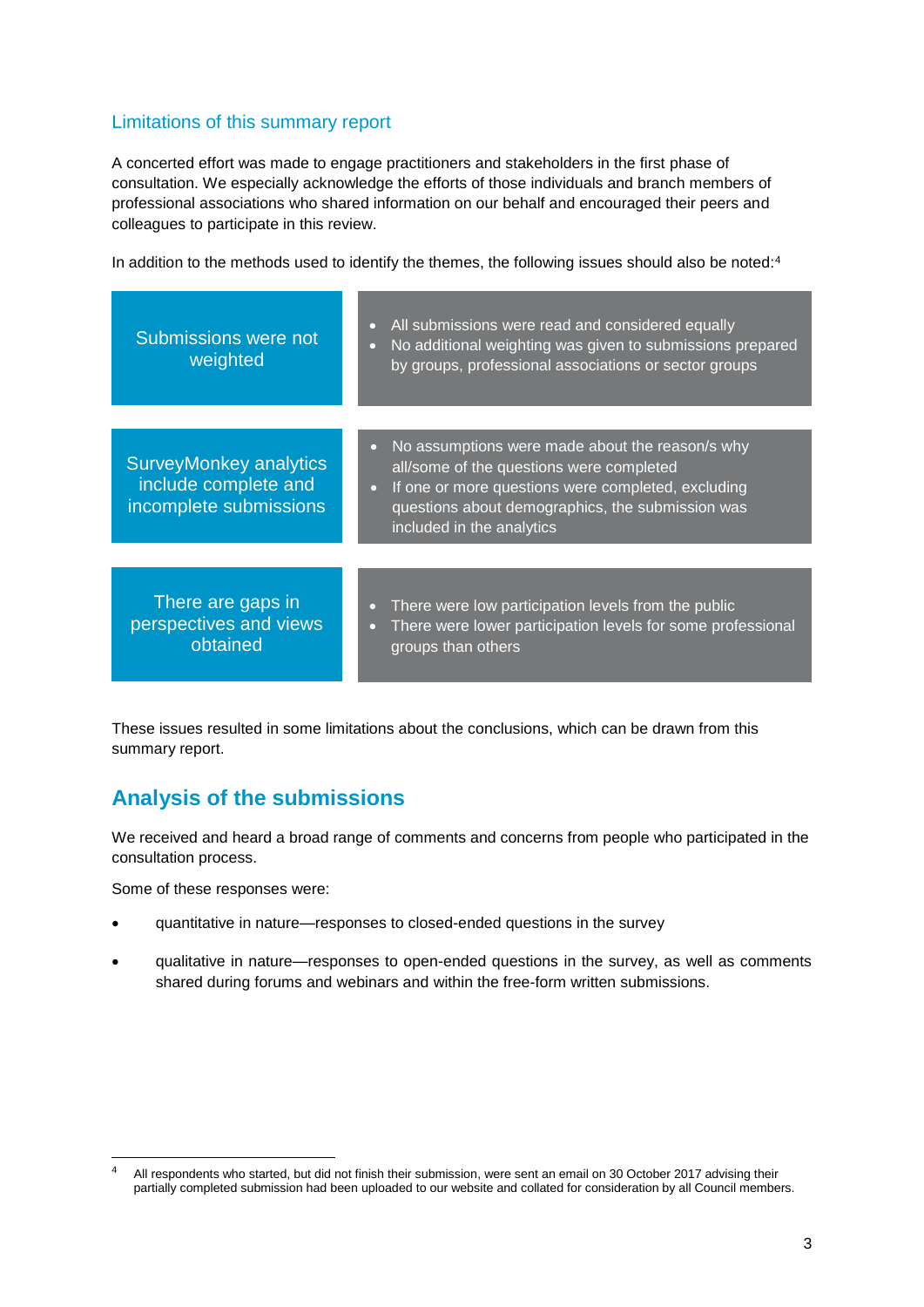### Limitations of this summary report

A concerted effort was made to engage practitioners and stakeholders in the first phase of consultation. We especially acknowledge the efforts of those individuals and branch members of professional associations who shared information on our behalf and encouraged their peers and colleagues to participate in this review.

In addition to the methods used to identify the themes, the following issues should also be noted:[4]

| | |
|---|---|
| Submissions were not weighted | • All submissions were read and considered equally<br>• No additional weighting was given to submissions prepared by groups, professional associations or sector groups |
| SurveyMonkey analytics include complete and incomplete submissions | • No assumptions were made about the reason/s why all/some of the questions were completed<br>• If one or more questions were completed, excluding questions about demographics, the submission was included in the analytics |
| There are gaps in perspectives and views obtained | • There were low participation levels from the public<br>• There were lower participation levels for some professional groups than others |

These issues resulted in some limitations about the conclusions, which can be drawn from this summary report.

## Analysis of the submissions

We received and heard a broad range of comments and concerns from people who participated in the consultation process.

Some of these responses were:

- quantitative in nature—responses to closed-ended questions in the survey
- qualitative in nature—responses to open-ended questions in the survey, as well as comments shared during forums and webinars and within the free-form written submissions.

[4] All respondents who started, but did not finish their submission, were sent an email on 30 October 2017 advising their partially completed submission had been uploaded to our website and collated for consideration by all Council members.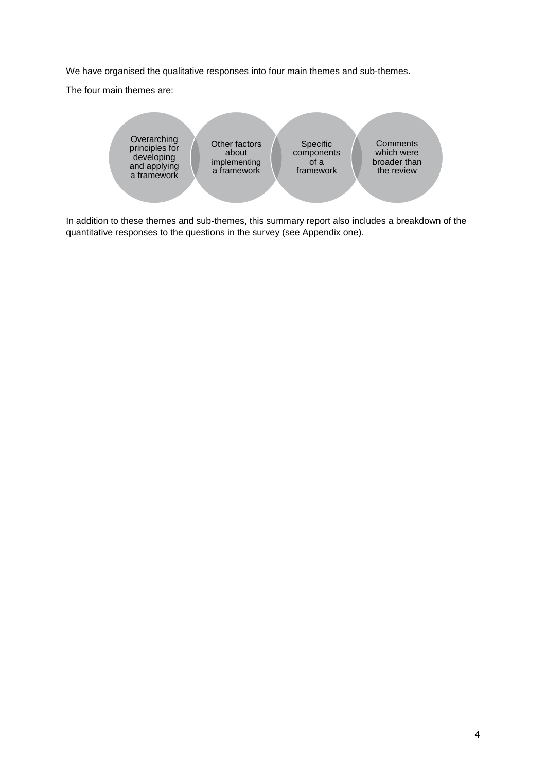We have organised the qualitative responses into four main themes and sub-themes.

The four main themes are:

- Overarching principles for developing and applying a framework
- Other factors about implementing a framework
- Specific components of a framework
- Comments which were broader than the review

In addition to these themes and sub-themes, this summary report also includes a breakdown of the quantitative responses to the questions in the survey (see Appendix one).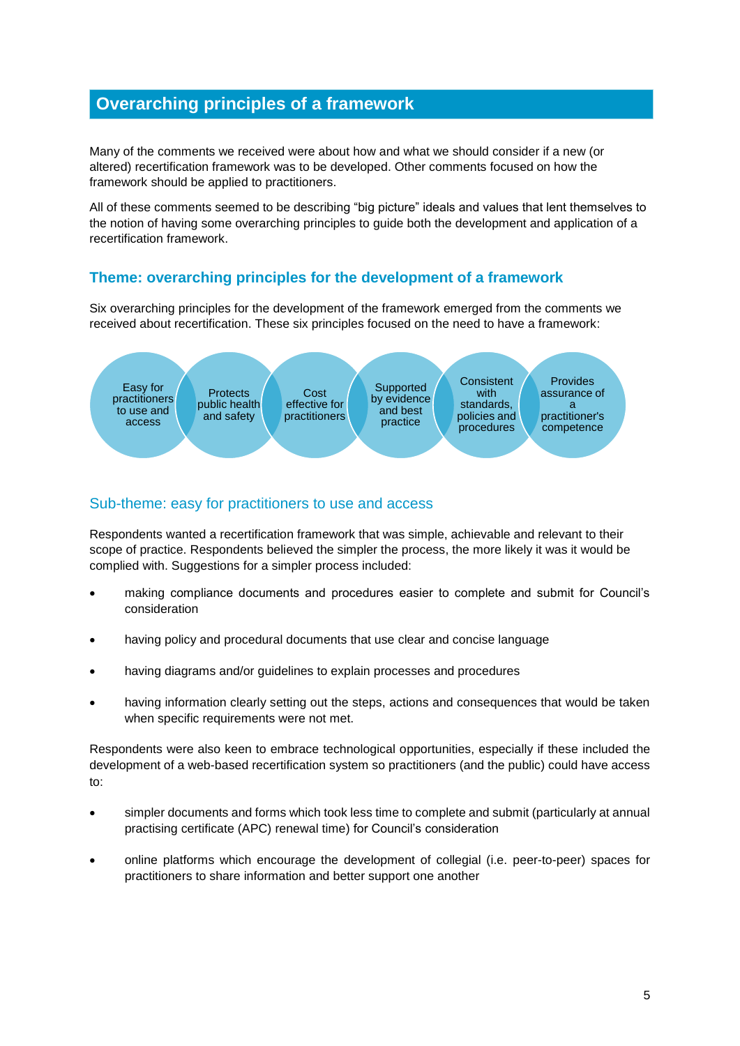## Overarching principles of a framework

Many of the comments we received were about how and what we should consider if a new (or altered) recertification framework was to be developed. Other comments focused on how the framework should be applied to practitioners.

All of these comments seemed to be describing "big picture" ideals and values that lent themselves to the notion of having some overarching principles to guide both the development and application of a recertification framework.

### Theme: overarching principles for the development of a framework

Six overarching principles for the development of the framework emerged from the comments we received about recertification. These six principles focused on the need to have a framework:

- Easy for practitioners to use and access
- Protects public health and safety
- Cost effective for practitioners
- Supported by evidence and best practice
- Consistent with standards, policies and procedures
- Provides assurance of a practitioner's competence

#### Sub-theme: easy for practitioners to use and access

Respondents wanted a recertification framework that was simple, achievable and relevant to their scope of practice. Respondents believed the simpler the process, the more likely it was it would be complied with. Suggestions for a simpler process included:

- making compliance documents and procedures easier to complete and submit for Council's consideration
- having policy and procedural documents that use clear and concise language
- having diagrams and/or guidelines to explain processes and procedures
- having information clearly setting out the steps, actions and consequences that would be taken when specific requirements were not met.

Respondents were also keen to embrace technological opportunities, especially if these included the development of a web-based recertification system so practitioners (and the public) could have access to:

- simpler documents and forms which took less time to complete and submit (particularly at annual practising certificate (APC) renewal time) for Council's consideration
- online platforms which encourage the development of collegial (i.e. peer-to-peer) spaces for practitioners to share information and better support one another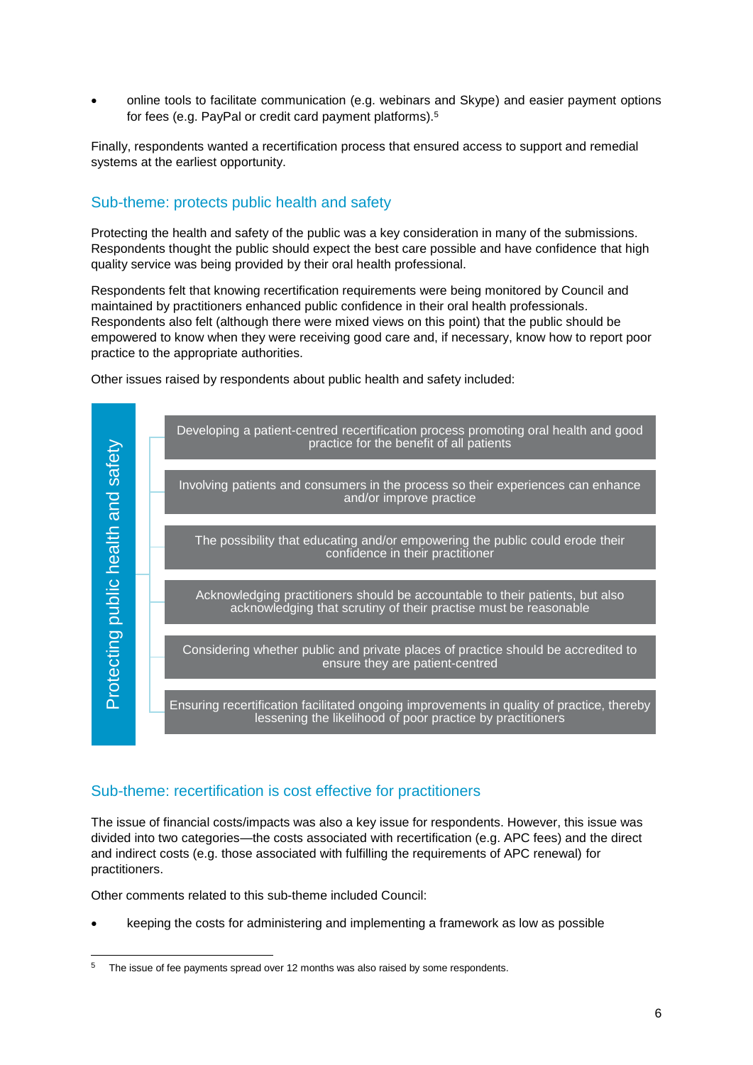- online tools to facilitate communication (e.g. webinars and Skype) and easier payment options for fees (e.g. PayPal or credit card payment platforms).[5]

Finally, respondents wanted a recertification process that ensured access to support and remedial systems at the earliest opportunity.

### Sub-theme: protects public health and safety

Protecting the health and safety of the public was a key consideration in many of the submissions. Respondents thought the public should expect the best care possible and have confidence that high quality service was being provided by their oral health professional.

Respondents felt that knowing recertification requirements were being monitored by Council and maintained by practitioners enhanced public confidence in their oral health professionals. Respondents also felt (although there were mixed views on this point) that the public should be empowered to know when they were receiving good care and, if necessary, know how to report poor practice to the appropriate authorities.

Other issues raised by respondents about public health and safety included:

**Protecting public health and safety**

- Developing a patient-centred recertification process promoting oral health and good practice for the benefit of all patients
- Involving patients and consumers in the process so their experiences can enhance and/or improve practice
- The possibility that educating and/or empowering the public could erode their confidence in their practitioner
- Acknowledging practitioners should be accountable to their patients, but also acknowledging that scrutiny of their practise must be reasonable
- Considering whether public and private places of practice should be accredited to ensure they are patient-centred
- Ensuring recertification facilitated ongoing improvements in quality of practice, thereby lessening the likelihood of poor practice by practitioners

### Sub-theme: recertification is cost effective for practitioners

The issue of financial costs/impacts was also a key issue for respondents. However, this issue was divided into two categories—the costs associated with recertification (e.g. APC fees) and the direct and indirect costs (e.g. those associated with fulfilling the requirements of APC renewal) for practitioners.

Other comments related to this sub-theme included Council:

- keeping the costs for administering and implementing a framework as low as possible

[5] The issue of fee payments spread over 12 months was also raised by some respondents.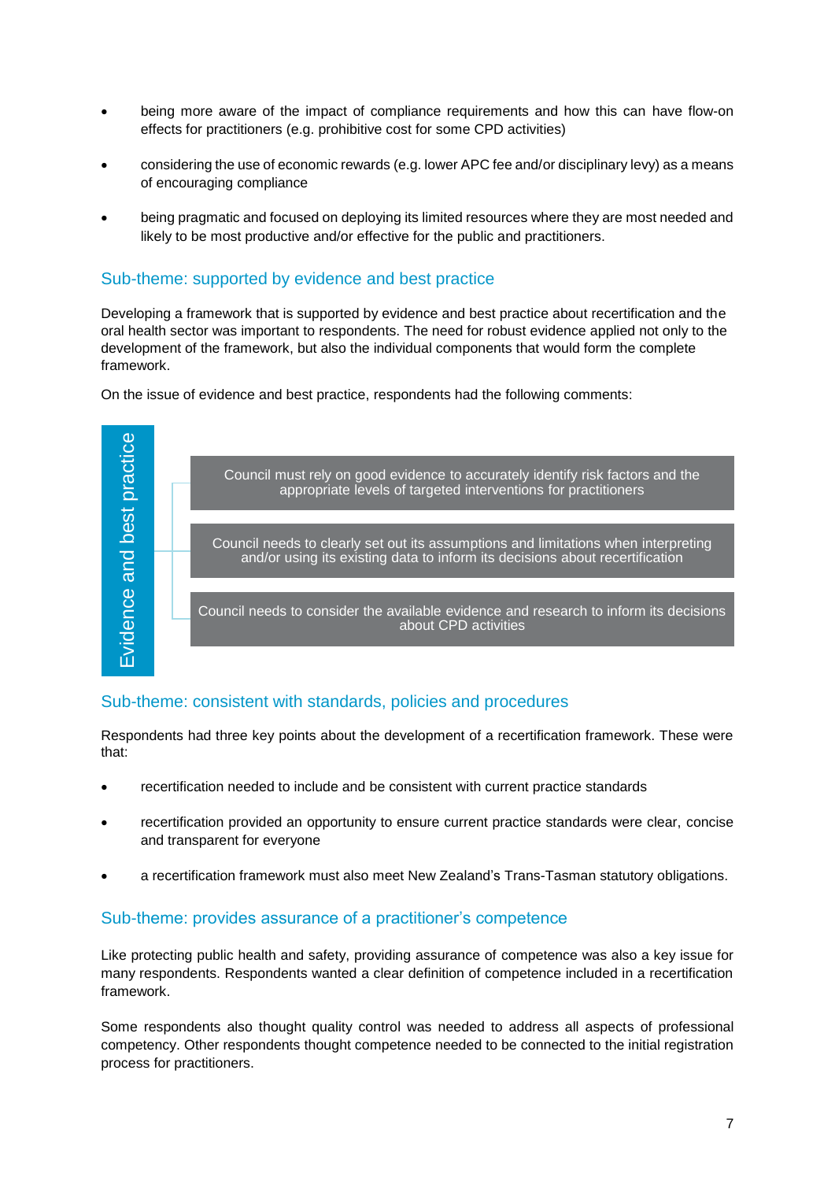- being more aware of the impact of compliance requirements and how this can have flow-on effects for practitioners (e.g. prohibitive cost for some CPD activities)
- considering the use of economic rewards (e.g. lower APC fee and/or disciplinary levy) as a means of encouraging compliance
- being pragmatic and focused on deploying its limited resources where they are most needed and likely to be most productive and/or effective for the public and practitioners.

## Sub-theme: supported by evidence and best practice

Developing a framework that is supported by evidence and best practice about recertification and the oral health sector was important to respondents. The need for robust evidence applied not only to the development of the framework, but also the individual components that would form the complete framework.

On the issue of evidence and best practice, respondents had the following comments:

**Evidence and best practice**

- Council must rely on good evidence to accurately identify risk factors and the appropriate levels of targeted interventions for practitioners
- Council needs to clearly set out its assumptions and limitations when interpreting and/or using its existing data to inform its decisions about recertification
- Council needs to consider the available evidence and research to inform its decisions about CPD activities

## Sub-theme: consistent with standards, policies and procedures

Respondents had three key points about the development of a recertification framework. These were that:

- recertification needed to include and be consistent with current practice standards
- recertification provided an opportunity to ensure current practice standards were clear, concise and transparent for everyone
- a recertification framework must also meet New Zealand's Trans-Tasman statutory obligations.

## Sub-theme: provides assurance of a practitioner's competence

Like protecting public health and safety, providing assurance of competence was also a key issue for many respondents. Respondents wanted a clear definition of competence included in a recertification framework.

Some respondents also thought quality control was needed to address all aspects of professional competency. Other respondents thought competence needed to be connected to the initial registration process for practitioners.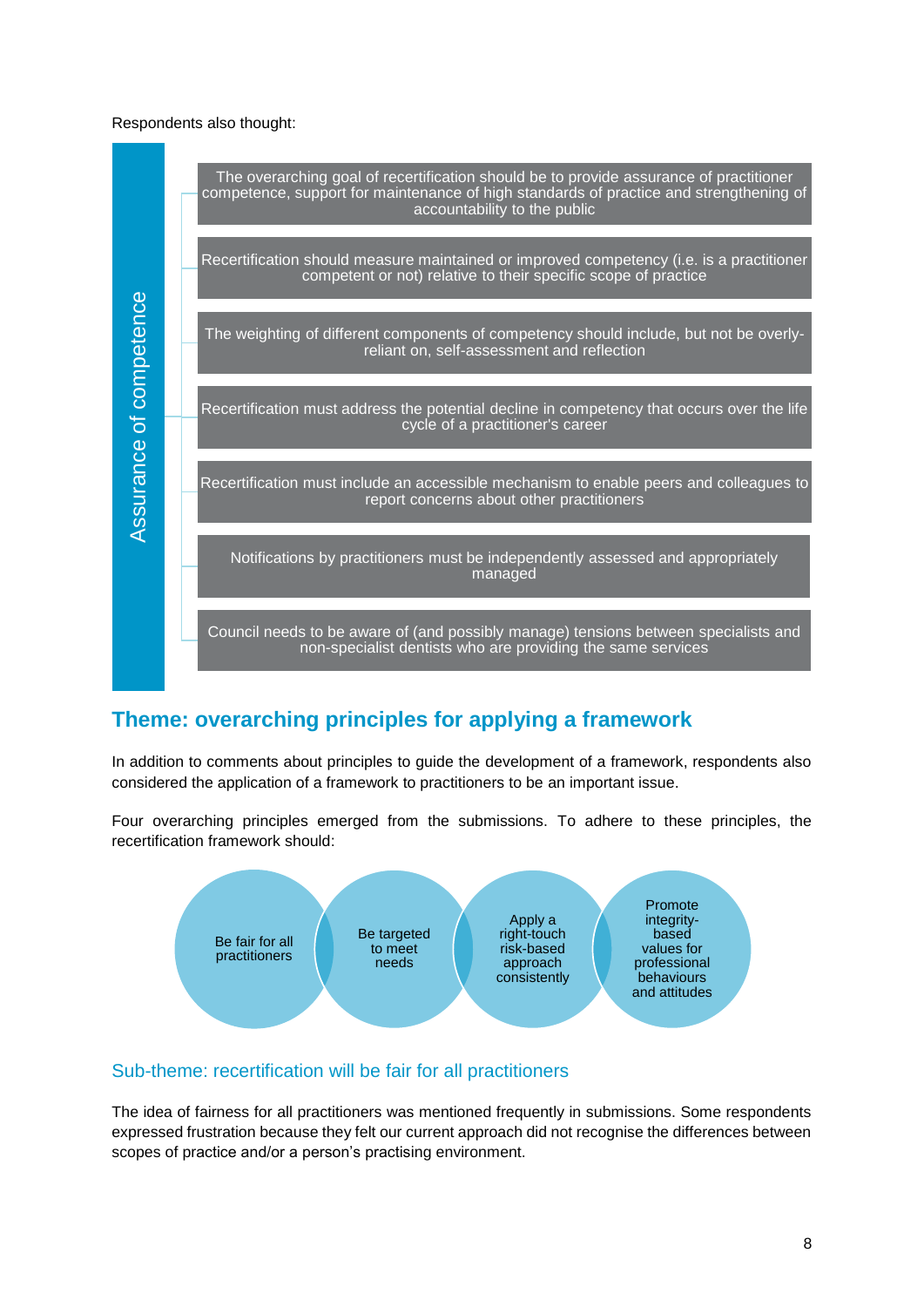Respondents also thought:

**Assurance of competence**

- The overarching goal of recertification should be to provide assurance of practitioner competence, support for maintenance of high standards of practice and strengthening of accountability to the public
- Recertification should measure maintained or improved competency (i.e. is a practitioner competent or not) relative to their specific scope of practice
- The weighting of different components of competency should include, but not be overly-reliant on, self-assessment and reflection
- Recertification must address the potential decline in competency that occurs over the life cycle of a practitioner's career
- Recertification must include an accessible mechanism to enable peers and colleagues to report concerns about other practitioners
- Notifications by practitioners must be independently assessed and appropriately managed
- Council needs to be aware of (and possibly manage) tensions between specialists and non-specialist dentists who are providing the same services

## Theme: overarching principles for applying a framework

In addition to comments about principles to guide the development of a framework, respondents also considered the application of a framework to practitioners to be an important issue.

Four overarching principles emerged from the submissions. To adhere to these principles, the recertification framework should:

- Be fair for all practitioners
- Be targeted to meet needs
- Apply a right-touch risk-based approach consistently
- Promote integrity-based values for professional behaviours and attitudes

### Sub-theme: recertification will be fair for all practitioners

The idea of fairness for all practitioners was mentioned frequently in submissions. Some respondents expressed frustration because they felt our current approach did not recognise the differences between scopes of practice and/or a person's practising environment.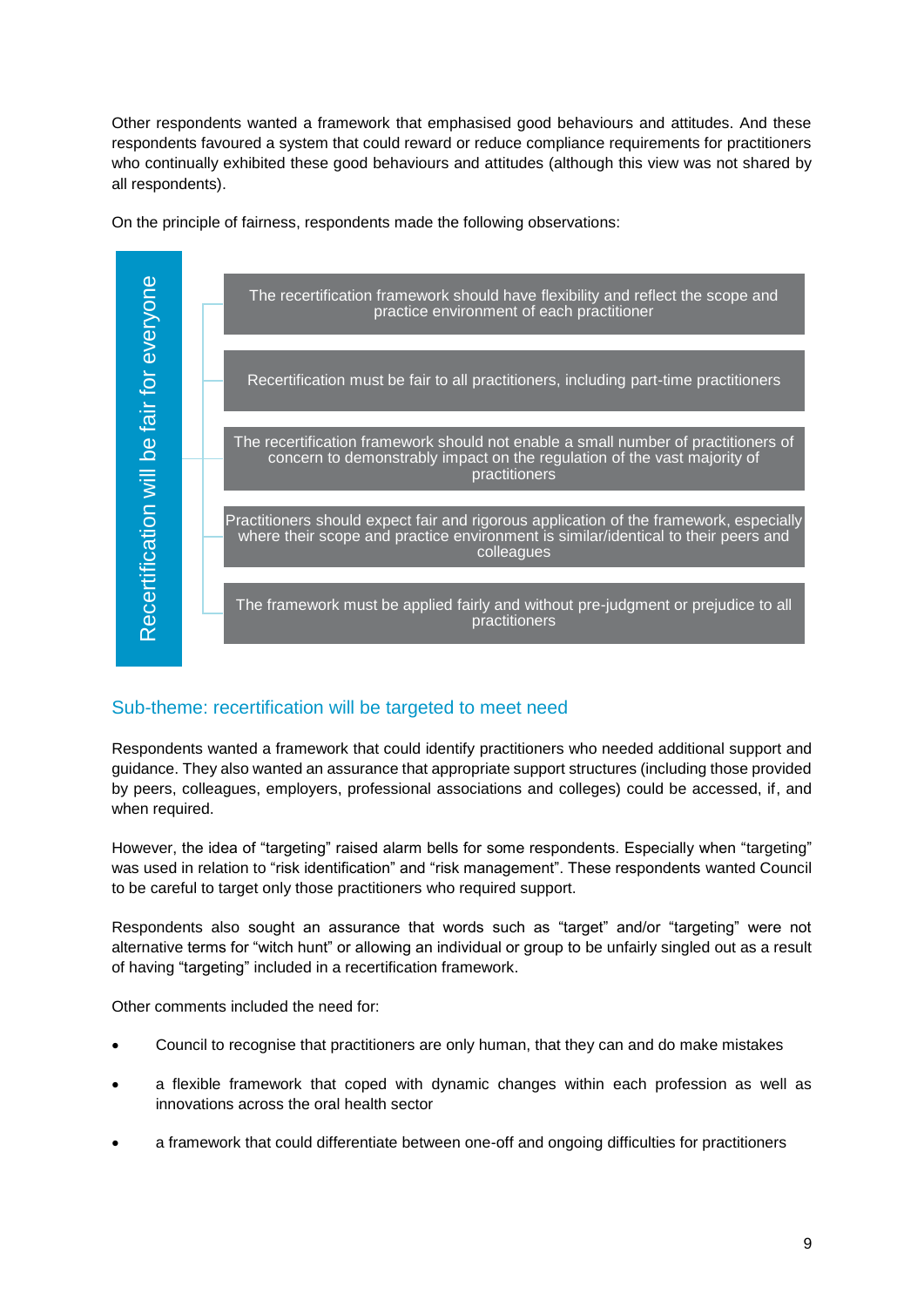Other respondents wanted a framework that emphasised good behaviours and attitudes. And these respondents favoured a system that could reward or reduce compliance requirements for practitioners who continually exhibited these good behaviours and attitudes (although this view was not shared by all respondents).

On the principle of fairness, respondents made the following observations:

**Recertification will be fair for everyone**

- The recertification framework should have flexibility and reflect the scope and practice environment of each practitioner
- Recertification must be fair to all practitioners, including part-time practitioners
- The recertification framework should not enable a small number of practitioners of concern to demonstrably impact on the regulation of the vast majority of practitioners
- Practitioners should expect fair and rigorous application of the framework, especially where their scope and practice environment is similar/identical to their peers and colleagues
- The framework must be applied fairly and without pre-judgment or prejudice to all practitioners

## Sub-theme: recertification will be targeted to meet need

Respondents wanted a framework that could identify practitioners who needed additional support and guidance. They also wanted an assurance that appropriate support structures (including those provided by peers, colleagues, employers, professional associations and colleges) could be accessed, if, and when required.

However, the idea of "targeting" raised alarm bells for some respondents. Especially when "targeting" was used in relation to "risk identification" and "risk management". These respondents wanted Council to be careful to target only those practitioners who required support.

Respondents also sought an assurance that words such as "target" and/or "targeting" were not alternative terms for "witch hunt" or allowing an individual or group to be unfairly singled out as a result of having "targeting" included in a recertification framework.

Other comments included the need for:

- Council to recognise that practitioners are only human, that they can and do make mistakes
- a flexible framework that coped with dynamic changes within each profession as well as innovations across the oral health sector
- a framework that could differentiate between one-off and ongoing difficulties for practitioners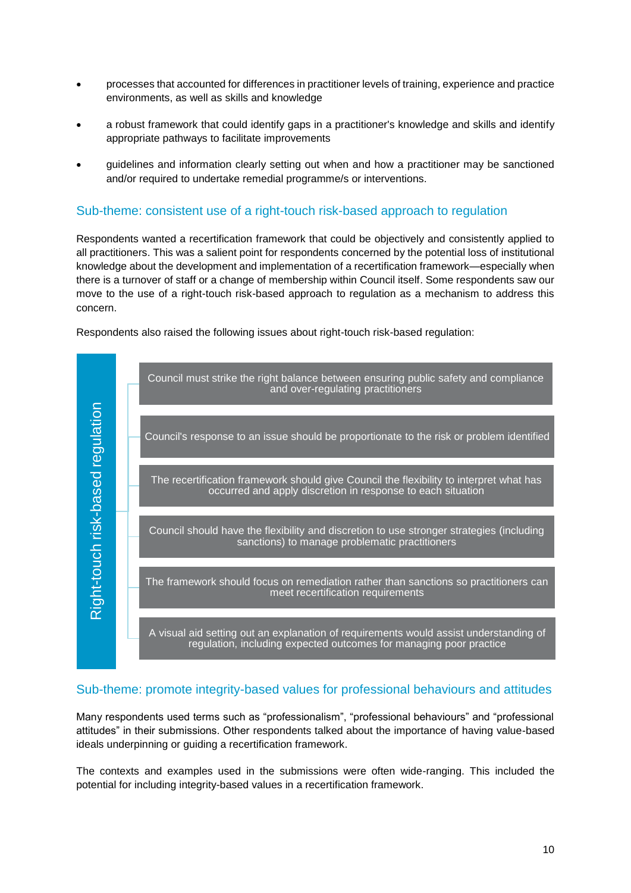- processes that accounted for differences in practitioner levels of training, experience and practice environments, as well as skills and knowledge
- a robust framework that could identify gaps in a practitioner's knowledge and skills and identify appropriate pathways to facilitate improvements
- guidelines and information clearly setting out when and how a practitioner may be sanctioned and/or required to undertake remedial programme/s or interventions.

## Sub-theme: consistent use of a right-touch risk-based approach to regulation

Respondents wanted a recertification framework that could be objectively and consistently applied to all practitioners. This was a salient point for respondents concerned by the potential loss of institutional knowledge about the development and implementation of a recertification framework—especially when there is a turnover of staff or a change of membership within Council itself. Some respondents saw our move to the use of a right-touch risk-based approach to regulation as a mechanism to address this concern.

Respondents also raised the following issues about right-touch risk-based regulation:

**Right-touch risk-based regulation**

- Council must strike the right balance between ensuring public safety and compliance and over-regulating practitioners
- Council's response to an issue should be proportionate to the risk or problem identified
- The recertification framework should give Council the flexibility to interpret what has occurred and apply discretion in response to each situation
- Council should have the flexibility and discretion to use stronger strategies (including sanctions) to manage problematic practitioners
- The framework should focus on remediation rather than sanctions so practitioners can meet recertification requirements
- A visual aid setting out an explanation of requirements would assist understanding of regulation, including expected outcomes for managing poor practice

## Sub-theme: promote integrity-based values for professional behaviours and attitudes

Many respondents used terms such as "professionalism", "professional behaviours" and "professional attitudes" in their submissions. Other respondents talked about the importance of having value-based ideals underpinning or guiding a recertification framework.

The contexts and examples used in the submissions were often wide-ranging. This included the potential for including integrity-based values in a recertification framework.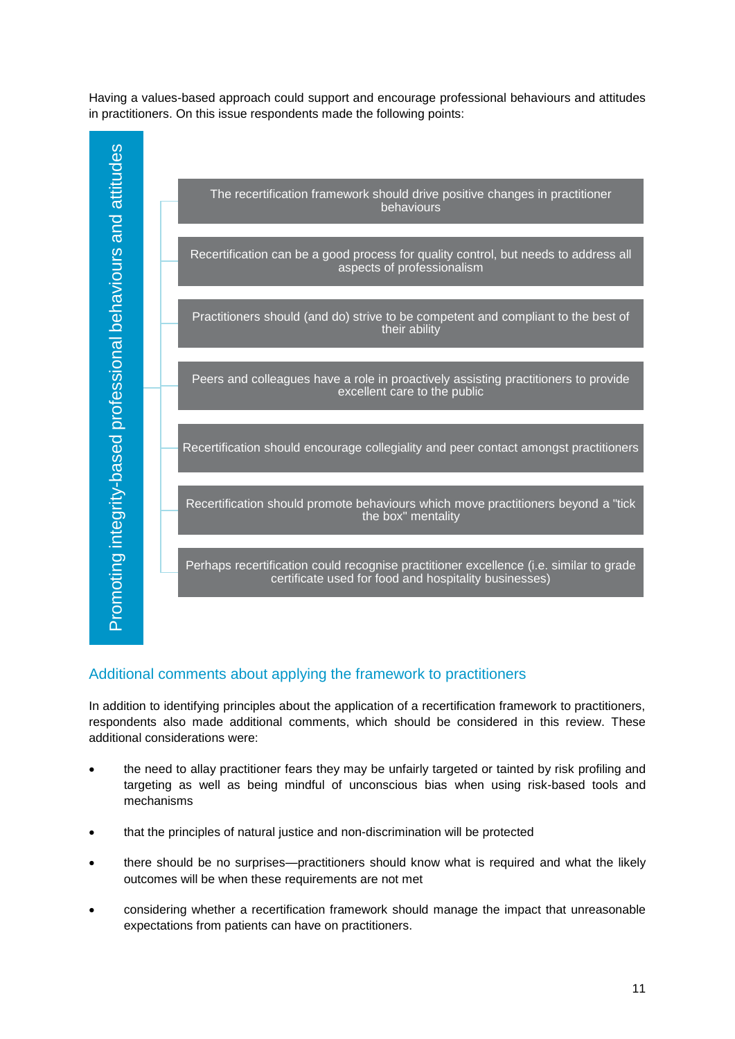Having a values-based approach could support and encourage professional behaviours and attitudes in practitioners. On this issue respondents made the following points:

**Promoting integrity-based professional behaviours and attitudes**

- The recertification framework should drive positive changes in practitioner behaviours
- Recertification can be a good process for quality control, but needs to address all aspects of professionalism
- Practitioners should (and do) strive to be competent and compliant to the best of their ability
- Peers and colleagues have a role in proactively assisting practitioners to provide excellent care to the public
- Recertification should encourage collegiality and peer contact amongst practitioners
- Recertification should promote behaviours which move practitioners beyond a "tick the box" mentality
- Perhaps recertification could recognise practitioner excellence (i.e. similar to grade certificate used for food and hospitality businesses)

## Additional comments about applying the framework to practitioners

In addition to identifying principles about the application of a recertification framework to practitioners, respondents also made additional comments, which should be considered in this review. These additional considerations were:

- the need to allay practitioner fears they may be unfairly targeted or tainted by risk profiling and targeting as well as being mindful of unconscious bias when using risk-based tools and mechanisms
- that the principles of natural justice and non-discrimination will be protected
- there should be no surprises—practitioners should know what is required and what the likely outcomes will be when these requirements are not met
- considering whether a recertification framework should manage the impact that unreasonable expectations from patients can have on practitioners.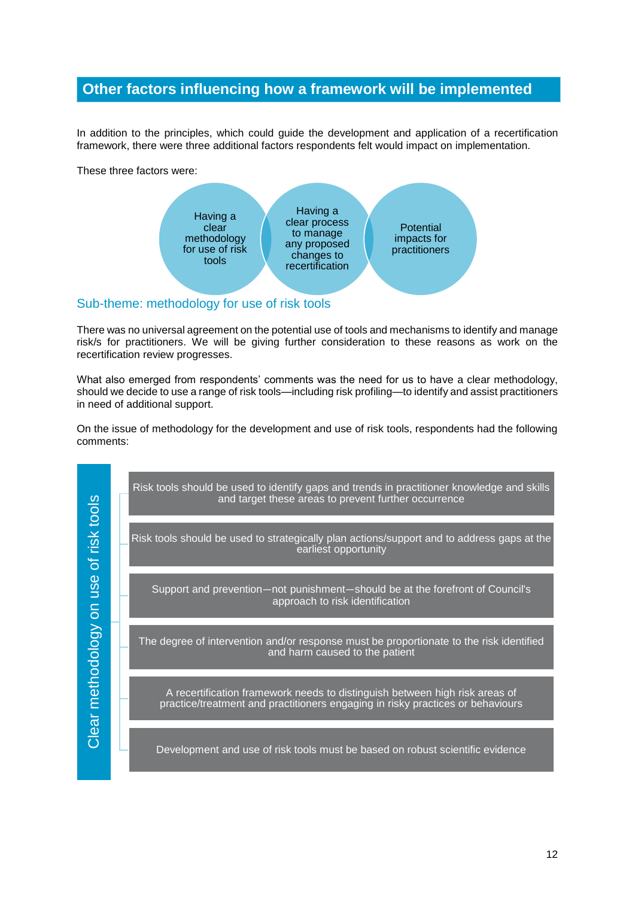## Other factors influencing how a framework will be implemented

In addition to the principles, which could guide the development and application of a recertification framework, there were three additional factors respondents felt would impact on implementation.

These three factors were:

- Having a clear methodology for use of risk tools
- Having a clear process to manage any proposed changes to recertification
- Potential impacts for practitioners

### Sub-theme: methodology for use of risk tools

There was no universal agreement on the potential use of tools and mechanisms to identify and manage risk/s for practitioners. We will be giving further consideration to these reasons as work on the recertification review progresses.

What also emerged from respondents' comments was the need for us to have a clear methodology, should we decide to use a range of risk tools—including risk profiling—to identify and assist practitioners in need of additional support.

On the issue of methodology for the development and use of risk tools, respondents had the following comments:

**Clear methodology on use of risk tools**

- Risk tools should be used to identify gaps and trends in practitioner knowledge and skills and target these areas to prevent further occurrence
- Risk tools should be used to strategically plan actions/support and to address gaps at the earliest opportunity
- Support and prevention—not punishment—should be at the forefront of Council's approach to risk identification
- The degree of intervention and/or response must be proportionate to the risk identified and harm caused to the patient
- A recertification framework needs to distinguish between high risk areas of practice/treatment and practitioners engaging in risky practices or behaviours
- Development and use of risk tools must be based on robust scientific evidence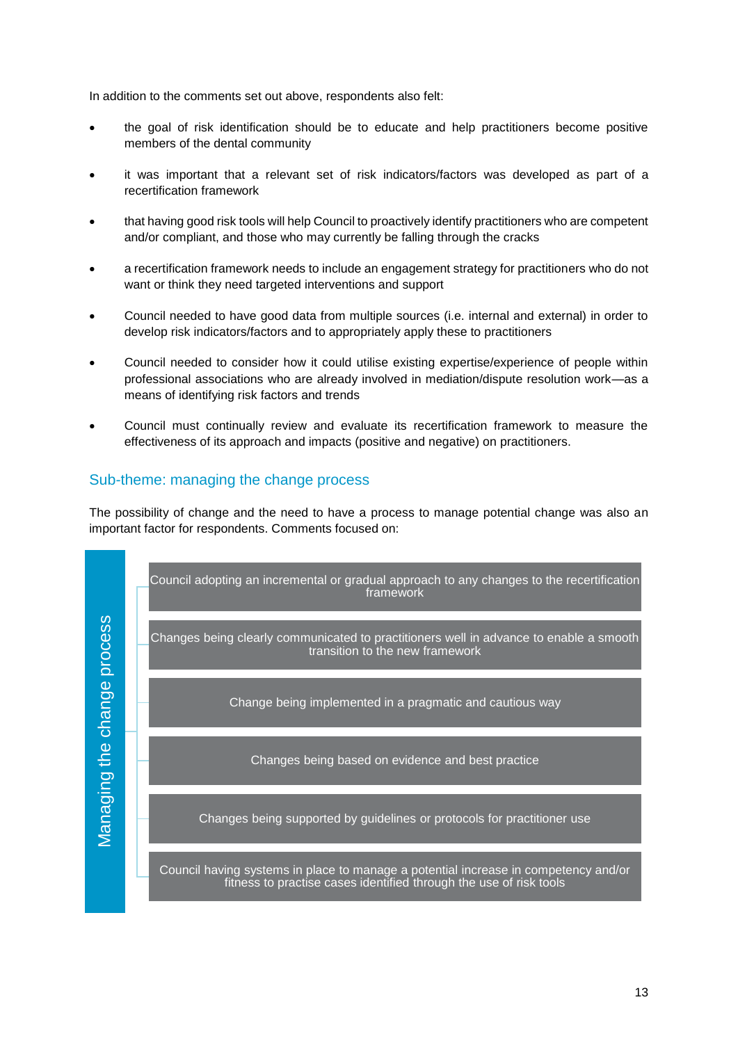In addition to the comments set out above, respondents also felt:

- the goal of risk identification should be to educate and help practitioners become positive members of the dental community
- it was important that a relevant set of risk indicators/factors was developed as part of a recertification framework
- that having good risk tools will help Council to proactively identify practitioners who are competent and/or compliant, and those who may currently be falling through the cracks
- a recertification framework needs to include an engagement strategy for practitioners who do not want or think they need targeted interventions and support
- Council needed to have good data from multiple sources (i.e. internal and external) in order to develop risk indicators/factors and to appropriately apply these to practitioners
- Council needed to consider how it could utilise existing expertise/experience of people within professional associations who are already involved in mediation/dispute resolution work—as a means of identifying risk factors and trends
- Council must continually review and evaluate its recertification framework to measure the effectiveness of its approach and impacts (positive and negative) on practitioners.

## Sub-theme: managing the change process

The possibility of change and the need to have a process to manage potential change was also an important factor for respondents. Comments focused on:

**Managing the change process**

- Council adopting an incremental or gradual approach to any changes to the recertification framework
- Changes being clearly communicated to practitioners well in advance to enable a smooth transition to the new framework
- Change being implemented in a pragmatic and cautious way
- Changes being based on evidence and best practice
- Changes being supported by guidelines or protocols for practitioner use
- Council having systems in place to manage a potential increase in competency and/or fitness to practise cases identified through the use of risk tools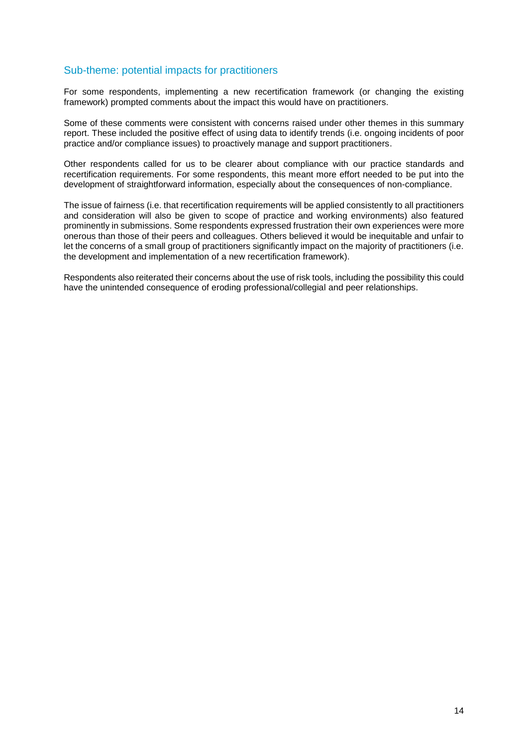### Sub-theme: potential impacts for practitioners

For some respondents, implementing a new recertification framework (or changing the existing framework) prompted comments about the impact this would have on practitioners.

Some of these comments were consistent with concerns raised under other themes in this summary report. These included the positive effect of using data to identify trends (i.e. ongoing incidents of poor practice and/or compliance issues) to proactively manage and support practitioners.

Other respondents called for us to be clearer about compliance with our practice standards and recertification requirements. For some respondents, this meant more effort needed to be put into the development of straightforward information, especially about the consequences of non-compliance.

The issue of fairness (i.e. that recertification requirements will be applied consistently to all practitioners and consideration will also be given to scope of practice and working environments) also featured prominently in submissions. Some respondents expressed frustration their own experiences were more onerous than those of their peers and colleagues. Others believed it would be inequitable and unfair to let the concerns of a small group of practitioners significantly impact on the majority of practitioners (i.e. the development and implementation of a new recertification framework).

Respondents also reiterated their concerns about the use of risk tools, including the possibility this could have the unintended consequence of eroding professional/collegial and peer relationships.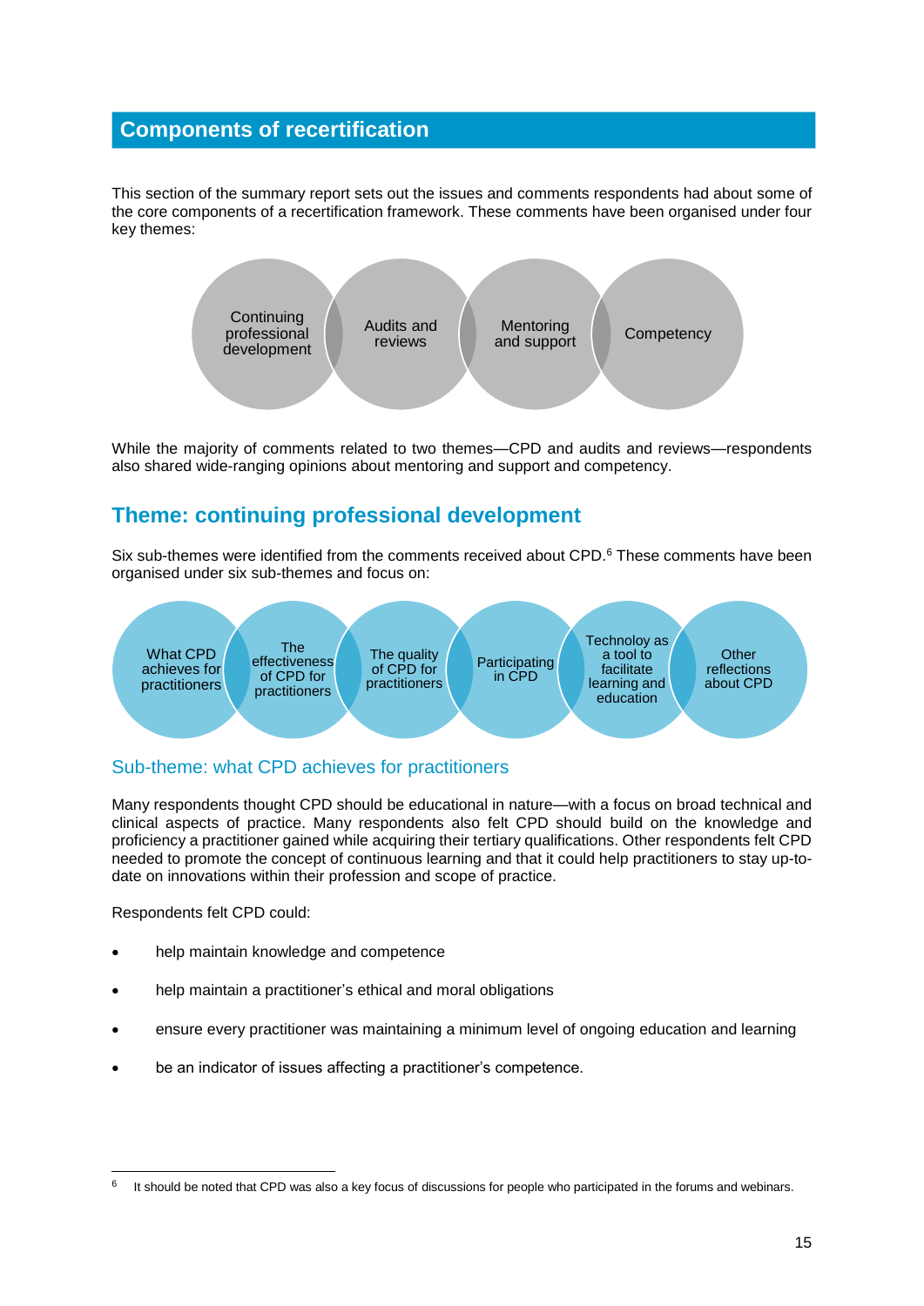## Components of recertification

This section of the summary report sets out the issues and comments respondents had about some of the core components of a recertification framework. These comments have been organised under four key themes:

- Continuing professional development
- Audits and reviews
- Mentoring and support
- Competency

While the majority of comments related to two themes—CPD and audits and reviews—respondents also shared wide-ranging opinions about mentoring and support and competency.

## Theme: continuing professional development

Six sub-themes were identified from the comments received about CPD.[6] These comments have been organised under six sub-themes and focus on:

- What CPD achieves for practitioners
- The effectiveness of CPD for practitioners
- The quality of CPD for practitioners
- Participating in CPD
- Technoloy as a tool to facilitate learning and education
- Other reflections about CPD

### Sub-theme: what CPD achieves for practitioners

Many respondents thought CPD should be educational in nature—with a focus on broad technical and clinical aspects of practice. Many respondents also felt CPD should build on the knowledge and proficiency a practitioner gained while acquiring their tertiary qualifications. Other respondents felt CPD needed to promote the concept of continuous learning and that it could help practitioners to stay up-to-date on innovations within their profession and scope of practice.

Respondents felt CPD could:

- help maintain knowledge and competence
- help maintain a practitioner's ethical and moral obligations
- ensure every practitioner was maintaining a minimum level of ongoing education and learning
- be an indicator of issues affecting a practitioner's competence.

[6] It should be noted that CPD was also a key focus of discussions for people who participated in the forums and webinars.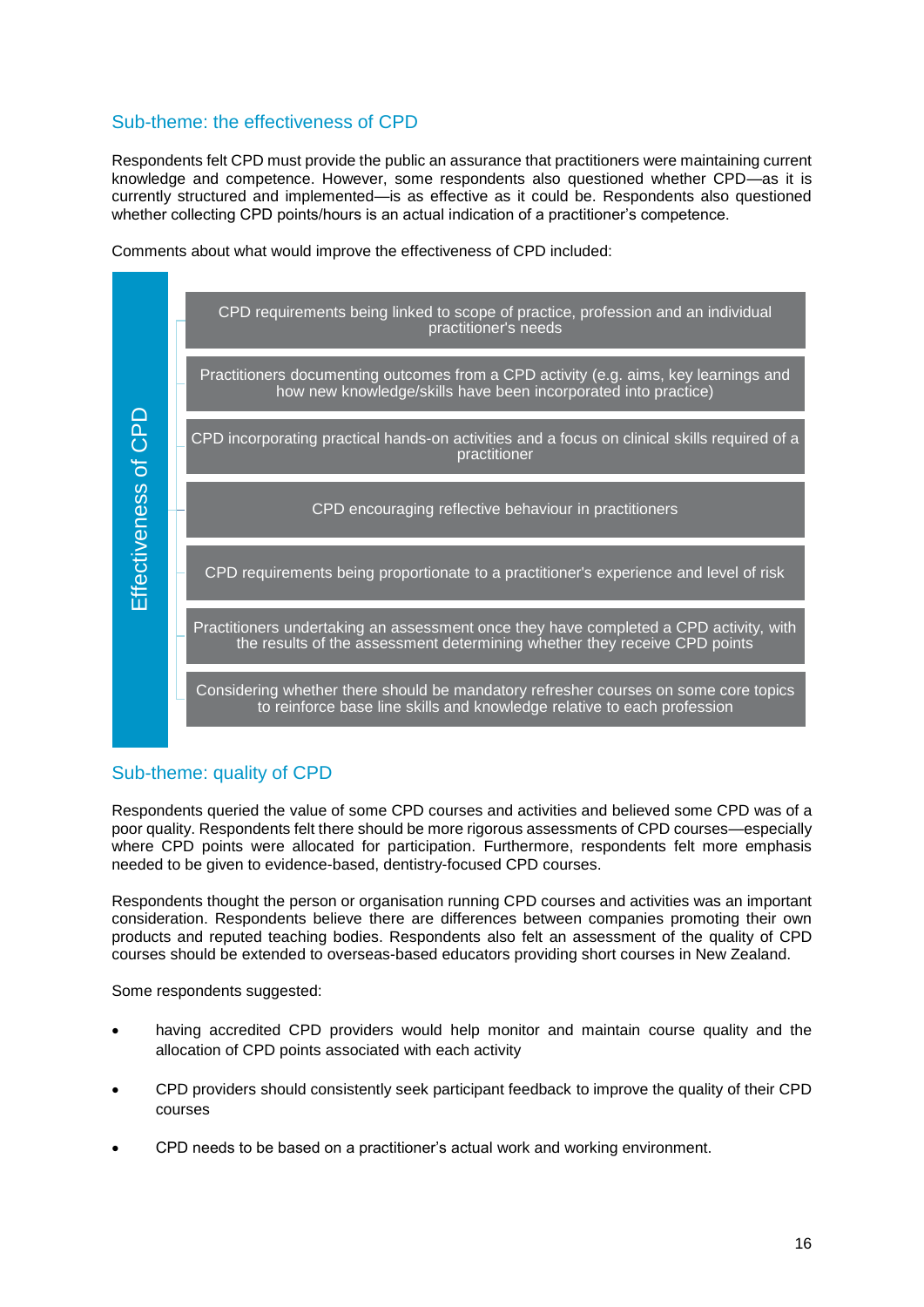## Sub-theme: the effectiveness of CPD

Respondents felt CPD must provide the public an assurance that practitioners were maintaining current knowledge and competence. However, some respondents also questioned whether CPD—as it is currently structured and implemented—is as effective as it could be. Respondents also questioned whether collecting CPD points/hours is an actual indication of a practitioner's competence.

Comments about what would improve the effectiveness of CPD included:

**Effectiveness of CPD**

- CPD requirements being linked to scope of practice, profession and an individual practitioner's needs
- Practitioners documenting outcomes from a CPD activity (e.g. aims, key learnings and how new knowledge/skills have been incorporated into practice)
- CPD incorporating practical hands-on activities and a focus on clinical skills required of a practitioner
- CPD encouraging reflective behaviour in practitioners
- CPD requirements being proportionate to a practitioner's experience and level of risk
- Practitioners undertaking an assessment once they have completed a CPD activity, with the results of the assessment determining whether they receive CPD points
- Considering whether there should be mandatory refresher courses on some core topics to reinforce base line skills and knowledge relative to each profession

## Sub-theme: quality of CPD

Respondents queried the value of some CPD courses and activities and believed some CPD was of a poor quality. Respondents felt there should be more rigorous assessments of CPD courses—especially where CPD points were allocated for participation. Furthermore, respondents felt more emphasis needed to be given to evidence-based, dentistry-focused CPD courses.

Respondents thought the person or organisation running CPD courses and activities was an important consideration. Respondents believe there are differences between companies promoting their own products and reputed teaching bodies. Respondents also felt an assessment of the quality of CPD courses should be extended to overseas-based educators providing short courses in New Zealand.

Some respondents suggested:

- having accredited CPD providers would help monitor and maintain course quality and the allocation of CPD points associated with each activity
- CPD providers should consistently seek participant feedback to improve the quality of their CPD courses
- CPD needs to be based on a practitioner's actual work and working environment.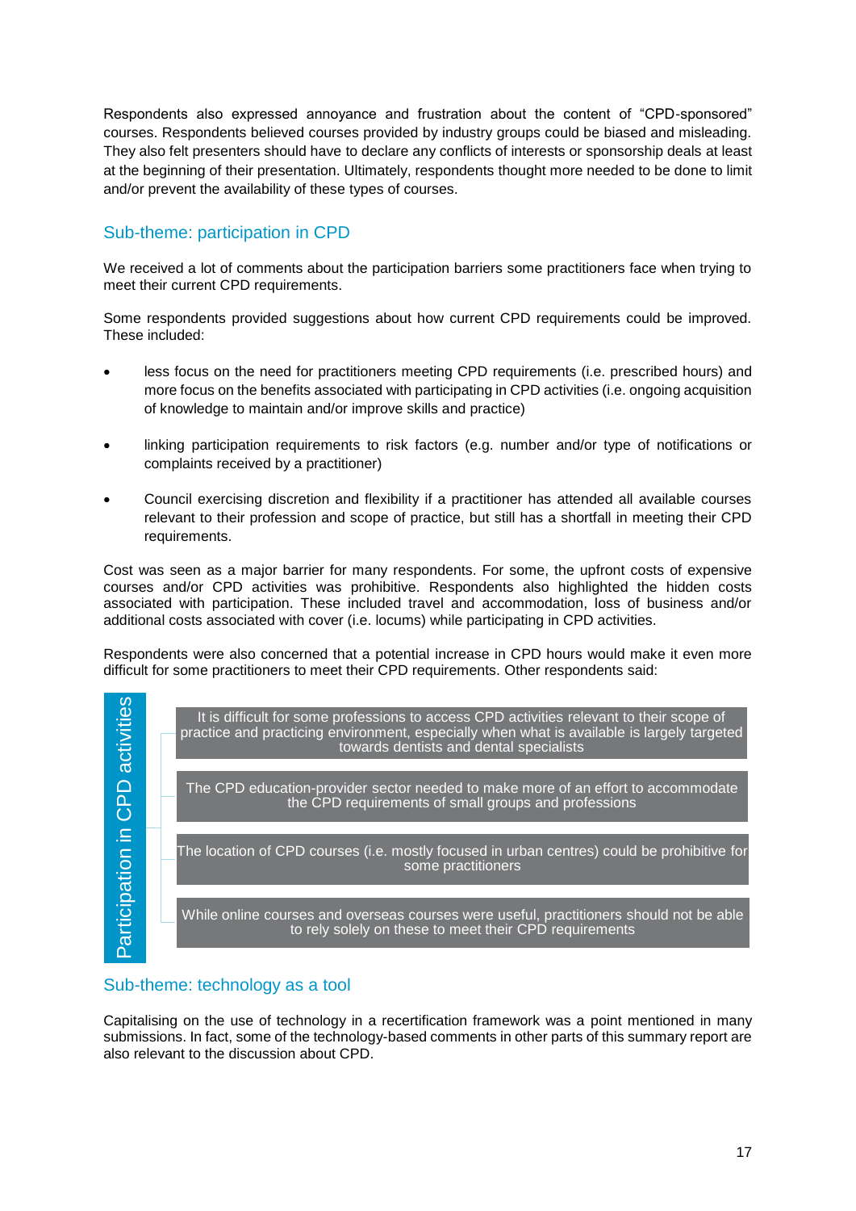Respondents also expressed annoyance and frustration about the content of "CPD-sponsored" courses. Respondents believed courses provided by industry groups could be biased and misleading. They also felt presenters should have to declare any conflicts of interests or sponsorship deals at least at the beginning of their presentation. Ultimately, respondents thought more needed to be done to limit and/or prevent the availability of these types of courses.

## Sub-theme: participation in CPD

We received a lot of comments about the participation barriers some practitioners face when trying to meet their current CPD requirements.

Some respondents provided suggestions about how current CPD requirements could be improved. These included:

- less focus on the need for practitioners meeting CPD requirements (i.e. prescribed hours) and more focus on the benefits associated with participating in CPD activities (i.e. ongoing acquisition of knowledge to maintain and/or improve skills and practice)
- linking participation requirements to risk factors (e.g. number and/or type of notifications or complaints received by a practitioner)
- Council exercising discretion and flexibility if a practitioner has attended all available courses relevant to their profession and scope of practice, but still has a shortfall in meeting their CPD requirements.

Cost was seen as a major barrier for many respondents. For some, the upfront costs of expensive courses and/or CPD activities was prohibitive. Respondents also highlighted the hidden costs associated with participation. These included travel and accommodation, loss of business and/or additional costs associated with cover (i.e. locums) while participating in CPD activities.

Respondents were also concerned that a potential increase in CPD hours would make it even more difficult for some practitioners to meet their CPD requirements. Other respondents said:

**Participation in CPD activities**

- It is difficult for some professions to access CPD activities relevant to their scope of practice and practicing environment, especially when what is available is largely targeted towards dentists and dental specialists
- The CPD education-provider sector needed to make more of an effort to accommodate the CPD requirements of small groups and professions
- The location of CPD courses (i.e. mostly focused in urban centres) could be prohibitive for some practitioners
- While online courses and overseas courses were useful, practitioners should not be able to rely solely on these to meet their CPD requirements

## Sub-theme: technology as a tool

Capitalising on the use of technology in a recertification framework was a point mentioned in many submissions. In fact, some of the technology-based comments in other parts of this summary report are also relevant to the discussion about CPD.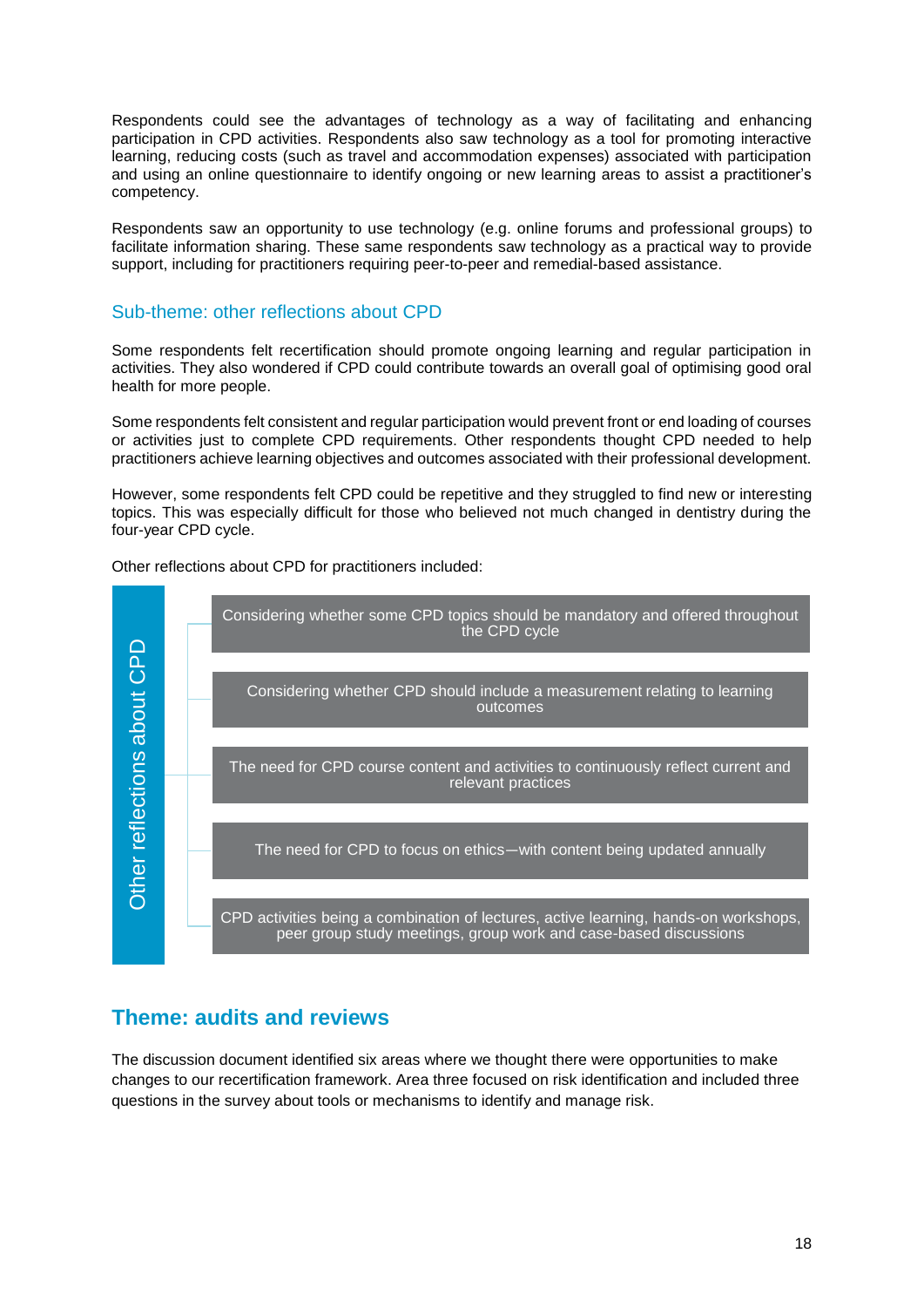Respondents could see the advantages of technology as a way of facilitating and enhancing participation in CPD activities. Respondents also saw technology as a tool for promoting interactive learning, reducing costs (such as travel and accommodation expenses) associated with participation and using an online questionnaire to identify ongoing or new learning areas to assist a practitioner's competency.

Respondents saw an opportunity to use technology (e.g. online forums and professional groups) to facilitate information sharing. These same respondents saw technology as a practical way to provide support, including for practitioners requiring peer-to-peer and remedial-based assistance.

### Sub-theme: other reflections about CPD

Some respondents felt recertification should promote ongoing learning and regular participation in activities. They also wondered if CPD could contribute towards an overall goal of optimising good oral health for more people.

Some respondents felt consistent and regular participation would prevent front or end loading of courses or activities just to complete CPD requirements. Other respondents thought CPD needed to help practitioners achieve learning objectives and outcomes associated with their professional development.

However, some respondents felt CPD could be repetitive and they struggled to find new or interesting topics. This was especially difficult for those who believed not much changed in dentistry during the four-year CPD cycle.

Other reflections about CPD for practitioners included:

**Other reflections about CPD**

- Considering whether some CPD topics should be mandatory and offered throughout the CPD cycle
- Considering whether CPD should include a measurement relating to learning outcomes
- The need for CPD course content and activities to continuously reflect current and relevant practices
- The need for CPD to focus on ethics—with content being updated annually
- CPD activities being a combination of lectures, active learning, hands-on workshops, peer group study meetings, group work and case-based discussions

## Theme: audits and reviews

The discussion document identified six areas where we thought there were opportunities to make changes to our recertification framework. Area three focused on risk identification and included three questions in the survey about tools or mechanisms to identify and manage risk.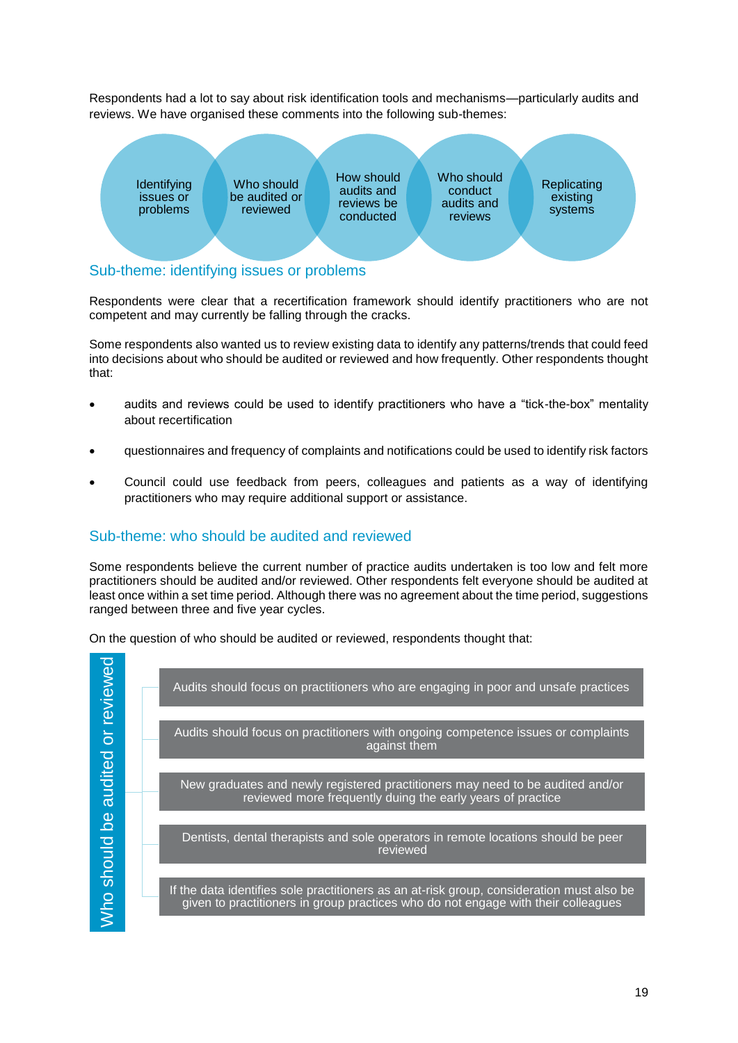Respondents had a lot to say about risk identification tools and mechanisms—particularly audits and reviews. We have organised these comments into the following sub-themes:

- Identifying issues or problems
- Who should be audited or reviewed
- How should audits and reviews be conducted
- Who should conduct audits and reviews
- Replicating existing systems

## Sub-theme: identifying issues or problems

Respondents were clear that a recertification framework should identify practitioners who are not competent and may currently be falling through the cracks.

Some respondents also wanted us to review existing data to identify any patterns/trends that could feed into decisions about who should be audited or reviewed and how frequently. Other respondents thought that:

- audits and reviews could be used to identify practitioners who have a "tick-the-box" mentality about recertification
- questionnaires and frequency of complaints and notifications could be used to identify risk factors
- Council could use feedback from peers, colleagues and patients as a way of identifying practitioners who may require additional support or assistance.

## Sub-theme: who should be audited and reviewed

Some respondents believe the current number of practice audits undertaken is too low and felt more practitioners should be audited and/or reviewed. Other respondents felt everyone should be audited at least once within a set time period. Although there was no agreement about the time period, suggestions ranged between three and five year cycles.

On the question of who should be audited or reviewed, respondents thought that:

**Who should be audited or reviewed**

- Audits should focus on practitioners who are engaging in poor and unsafe practices
- Audits should focus on practitioners with ongoing competence issues or complaints against them
- New graduates and newly registered practitioners may need to be audited and/or reviewed more frequently duing the early years of practice
- Dentists, dental therapists and sole operators in remote locations should be peer reviewed
- If the data identifies sole practitioners as an at-risk group, consideration must also be given to practitioners in group practices who do not engage with their colleagues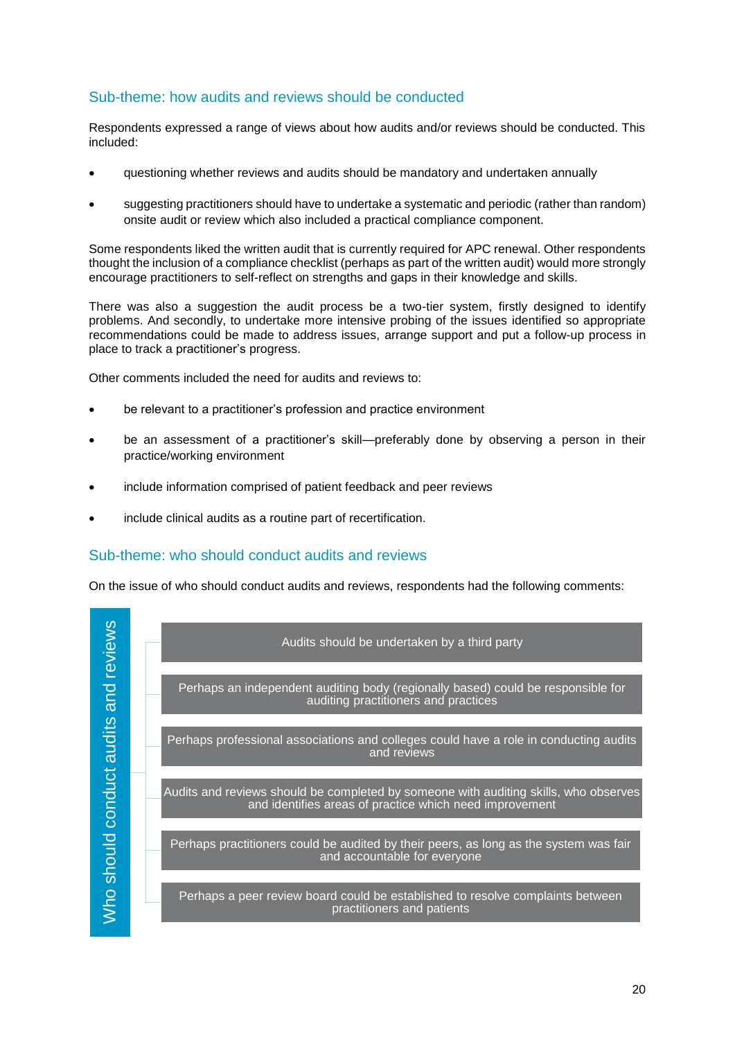## Sub-theme: how audits and reviews should be conducted

Respondents expressed a range of views about how audits and/or reviews should be conducted. This included:

- questioning whether reviews and audits should be mandatory and undertaken annually
- suggesting practitioners should have to undertake a systematic and periodic (rather than random) onsite audit or review which also included a practical compliance component.

Some respondents liked the written audit that is currently required for APC renewal. Other respondents thought the inclusion of a compliance checklist (perhaps as part of the written audit) would more strongly encourage practitioners to self-reflect on strengths and gaps in their knowledge and skills.

There was also a suggestion the audit process be a two-tier system, firstly designed to identify problems. And secondly, to undertake more intensive probing of the issues identified so appropriate recommendations could be made to address issues, arrange support and put a follow-up process in place to track a practitioner's progress.

Other comments included the need for audits and reviews to:

- be relevant to a practitioner's profession and practice environment
- be an assessment of a practitioner's skill—preferably done by observing a person in their practice/working environment
- include information comprised of patient feedback and peer reviews
- include clinical audits as a routine part of recertification.

## Sub-theme: who should conduct audits and reviews

On the issue of who should conduct audits and reviews, respondents had the following comments:

**Who should conduct audits and reviews**

- Audits should be undertaken by a third party
- Perhaps an independent auditing body (regionally based) could be responsible for auditing practitioners and practices
- Perhaps professional associations and colleges could have a role in conducting audits and reviews
- Audits and reviews should be completed by someone with auditing skills, who observes and identifies areas of practice which need improvement
- Perhaps practitioners could be audited by their peers, as long as the system was fair and accountable for everyone
- Perhaps a peer review board could be established to resolve complaints between practitioners and patients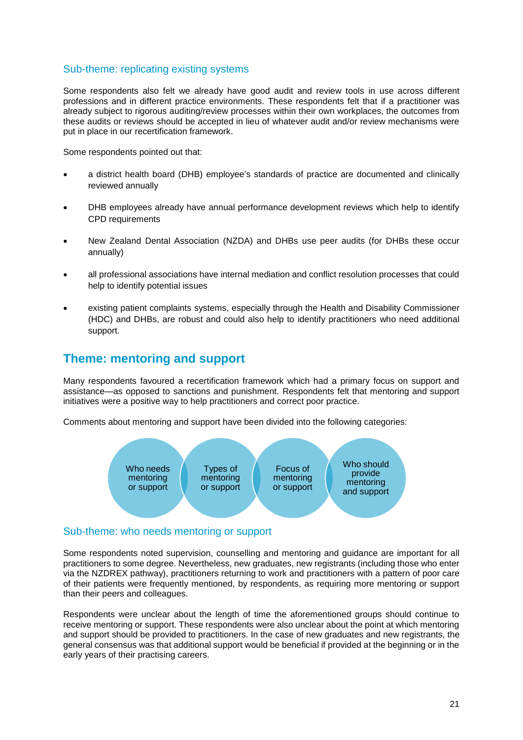### Sub-theme: replicating existing systems

Some respondents also felt we already have good audit and review tools in use across different professions and in different practice environments. These respondents felt that if a practitioner was already subject to rigorous auditing/review processes within their own workplaces, the outcomes from these audits or reviews should be accepted in lieu of whatever audit and/or review mechanisms were put in place in our recertification framework.

Some respondents pointed out that:

- a district health board (DHB) employee's standards of practice are documented and clinically reviewed annually
- DHB employees already have annual performance development reviews which help to identify CPD requirements
- New Zealand Dental Association (NZDA) and DHBs use peer audits (for DHBs these occur annually)
- all professional associations have internal mediation and conflict resolution processes that could help to identify potential issues
- existing patient complaints systems, especially through the Health and Disability Commissioner (HDC) and DHBs, are robust and could also help to identify practitioners who need additional support.

## Theme: mentoring and support

Many respondents favoured a recertification framework which had a primary focus on support and assistance—as opposed to sanctions and punishment. Respondents felt that mentoring and support initiatives were a positive way to help practitioners and correct poor practice.

Comments about mentoring and support have been divided into the following categories:

- Who needs mentoring or support
- Types of mentoring or support
- Focus of mentoring or support
- Who should provide mentoring and support

### Sub-theme: who needs mentoring or support

Some respondents noted supervision, counselling and mentoring and guidance are important for all practitioners to some degree. Nevertheless, new graduates, new registrants (including those who enter via the NZDREX pathway), practitioners returning to work and practitioners with a pattern of poor care of their patients were frequently mentioned, by respondents, as requiring more mentoring or support than their peers and colleagues.

Respondents were unclear about the length of time the aforementioned groups should continue to receive mentoring or support. These respondents were also unclear about the point at which mentoring and support should be provided to practitioners. In the case of new graduates and new registrants, the general consensus was that additional support would be beneficial if provided at the beginning or in the early years of their practising careers.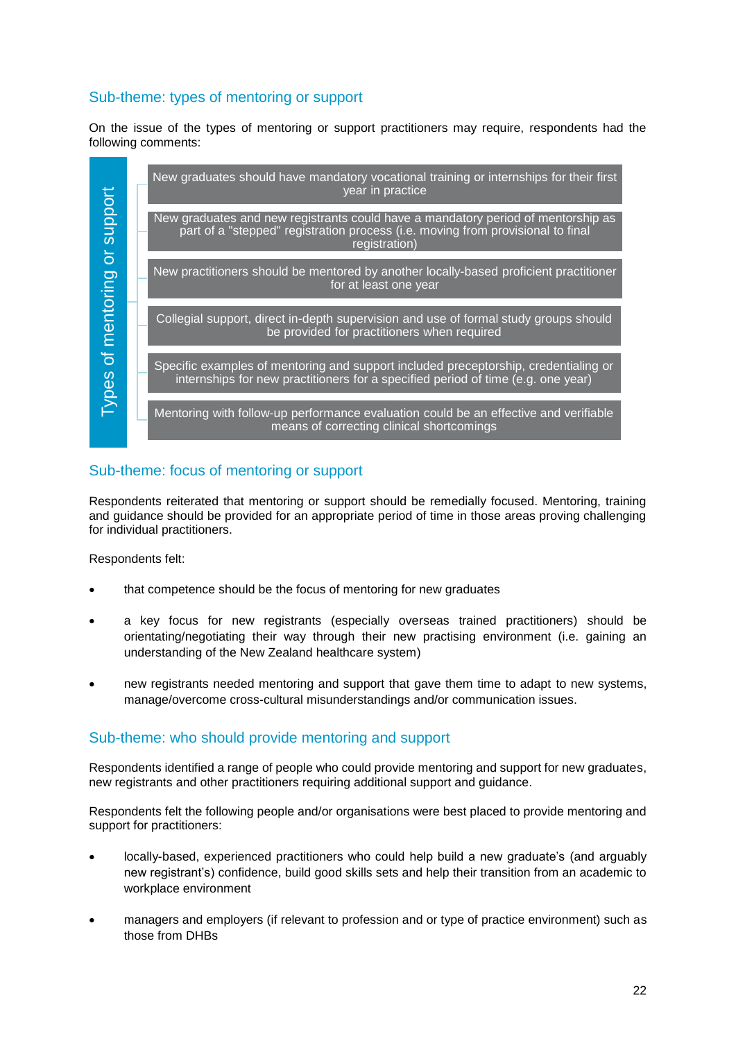## Sub-theme: types of mentoring or support

On the issue of the types of mentoring or support practitioners may require, respondents had the following comments:

**Types of mentoring or support**

- New graduates should have mandatory vocational training or internships for their first year in practice
- New graduates and new registrants could have a mandatory period of mentorship as part of a "stepped" registration process (i.e. moving from provisional to final registration)
- New practitioners should be mentored by another locally-based proficient practitioner for at least one year
- Collegial support, direct in-depth supervision and use of formal study groups should be provided for practitioners when required
- Specific examples of mentoring and support included preceptorship, credentialing or internships for new practitioners for a specified period of time (e.g. one year)
- Mentoring with follow-up performance evaluation could be an effective and verifiable means of correcting clinical shortcomings

## Sub-theme: focus of mentoring or support

Respondents reiterated that mentoring or support should be remedially focused. Mentoring, training and guidance should be provided for an appropriate period of time in those areas proving challenging for individual practitioners.

Respondents felt:

- that competence should be the focus of mentoring for new graduates
- a key focus for new registrants (especially overseas trained practitioners) should be orientating/negotiating their way through their new practising environment (i.e. gaining an understanding of the New Zealand healthcare system)
- new registrants needed mentoring and support that gave them time to adapt to new systems, manage/overcome cross-cultural misunderstandings and/or communication issues.

## Sub-theme: who should provide mentoring and support

Respondents identified a range of people who could provide mentoring and support for new graduates, new registrants and other practitioners requiring additional support and guidance.

Respondents felt the following people and/or organisations were best placed to provide mentoring and support for practitioners:

- locally-based, experienced practitioners who could help build a new graduate's (and arguably new registrant's) confidence, build good skills sets and help their transition from an academic to workplace environment
- managers and employers (if relevant to profession and or type of practice environment) such as those from DHBs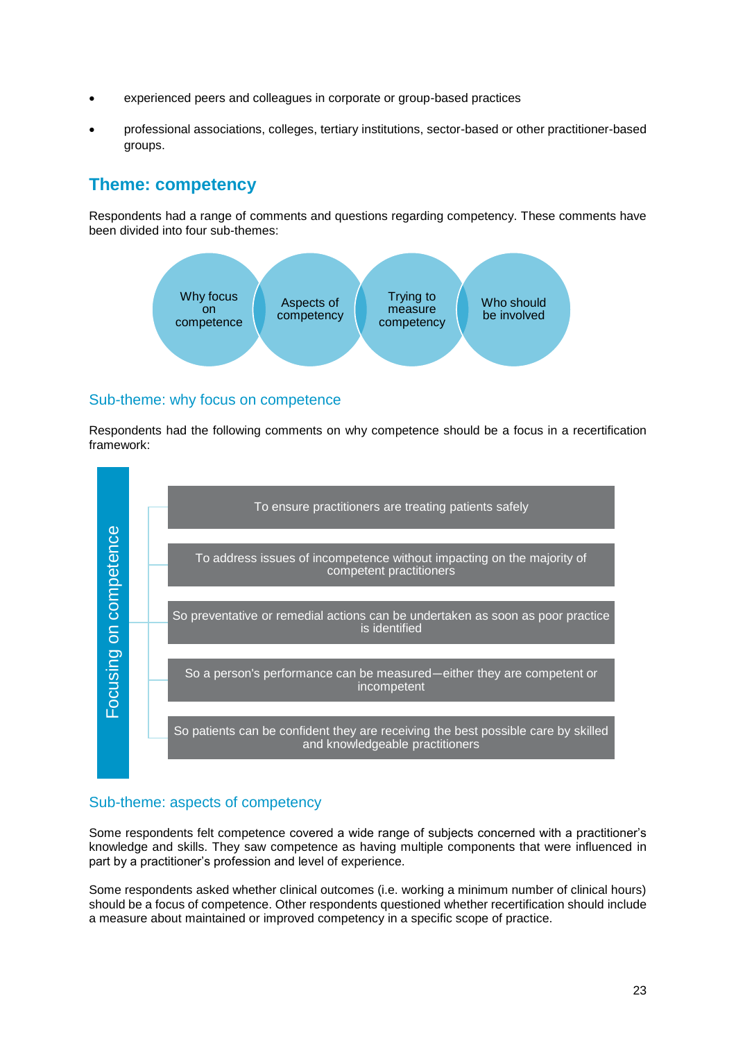- experienced peers and colleagues in corporate or group-based practices
- professional associations, colleges, tertiary institutions, sector-based or other practitioner-based groups.

## Theme: competency

Respondents had a range of comments and questions regarding competency. These comments have been divided into four sub-themes:

- Why focus on competence
- Aspects of competency
- Trying to measure competency
- Who should be involved

### Sub-theme: why focus on competence

Respondents had the following comments on why competence should be a focus in a recertification framework:

**Focusing on competence**

- To ensure practitioners are treating patients safely
- To address issues of incompetence without impacting on the majority of competent practitioners
- So preventative or remedial actions can be undertaken as soon as poor practice is identified
- So a person's performance can be measured—either they are competent or incompetent
- So patients can be confident they are receiving the best possible care by skilled and knowledgeable practitioners

### Sub-theme: aspects of competency

Some respondents felt competence covered a wide range of subjects concerned with a practitioner's knowledge and skills. They saw competence as having multiple components that were influenced in part by a practitioner's profession and level of experience.

Some respondents asked whether clinical outcomes (i.e. working a minimum number of clinical hours) should be a focus of competence. Other respondents questioned whether recertification should include a measure about maintained or improved competency in a specific scope of practice.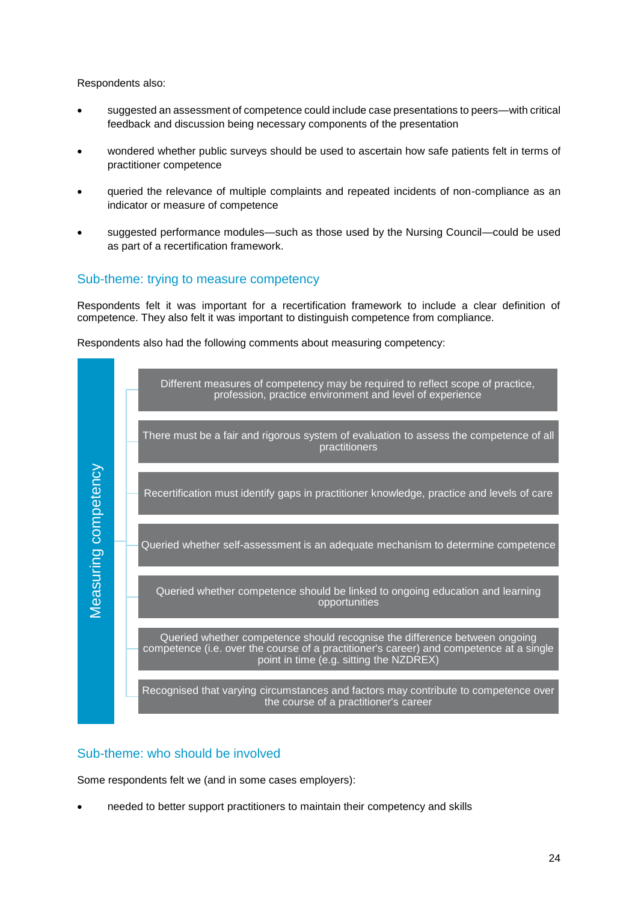Respondents also:

- suggested an assessment of competence could include case presentations to peers—with critical feedback and discussion being necessary components of the presentation
- wondered whether public surveys should be used to ascertain how safe patients felt in terms of practitioner competence
- queried the relevance of multiple complaints and repeated incidents of non-compliance as an indicator or measure of competence
- suggested performance modules—such as those used by the Nursing Council—could be used as part of a recertification framework.

## Sub-theme: trying to measure competency

Respondents felt it was important for a recertification framework to include a clear definition of competence. They also felt it was important to distinguish competence from compliance.

Respondents also had the following comments about measuring competency:

**Measuring competency**

- Different measures of competency may be required to reflect scope of practice, profession, practice environment and level of experience
- There must be a fair and rigorous system of evaluation to assess the competence of all practitioners
- Recertification must identify gaps in practitioner knowledge, practice and levels of care
- Queried whether self-assessment is an adequate mechanism to determine competence
- Queried whether competence should be linked to ongoing education and learning opportunities
- Queried whether competence should recognise the difference between ongoing competence (i.e. over the course of a practitioner's career) and competence at a single point in time (e.g. sitting the NZDREX)
- Recognised that varying circumstances and factors may contribute to competence over the course of a practitioner's career

## Sub-theme: who should be involved

Some respondents felt we (and in some cases employers):

- needed to better support practitioners to maintain their competency and skills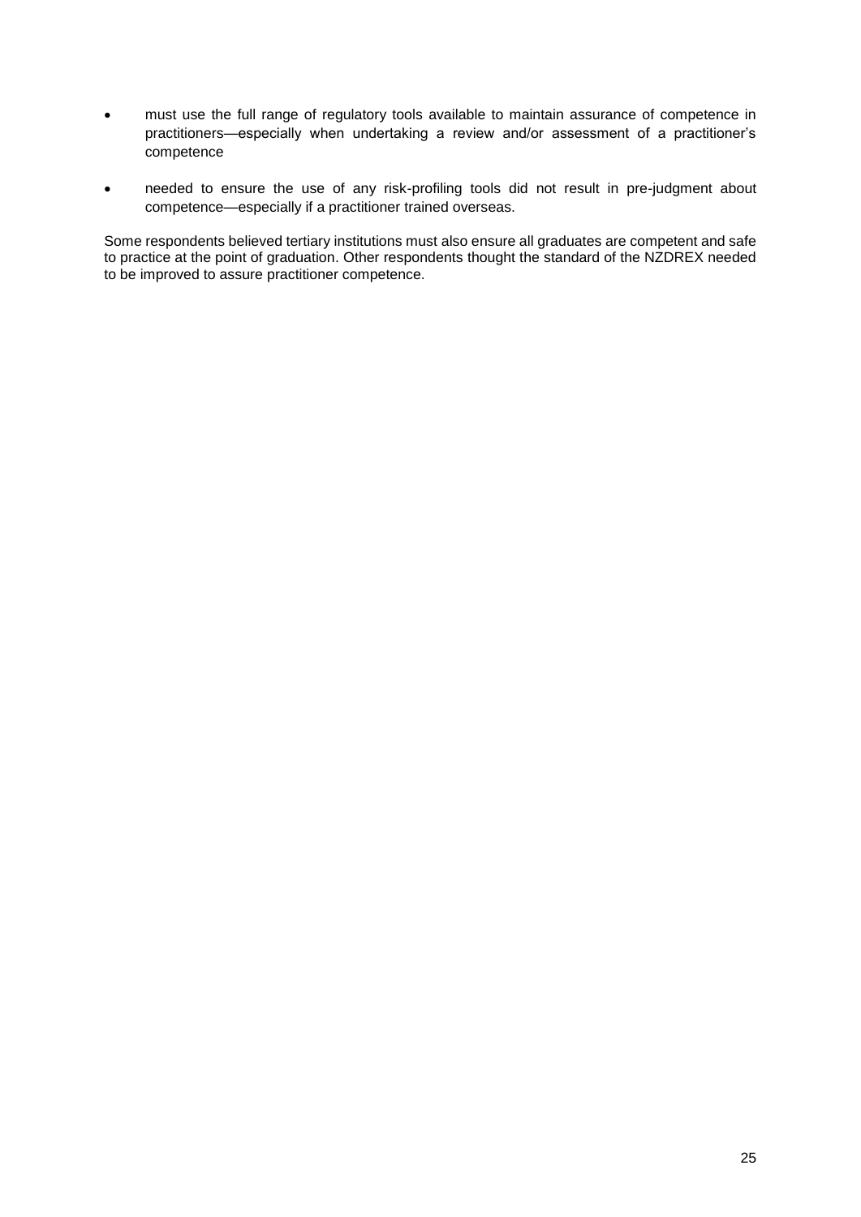- must use the full range of regulatory tools available to maintain assurance of competence in practitioners—especially when undertaking a review and/or assessment of a practitioner's competence
- needed to ensure the use of any risk-profiling tools did not result in pre-judgment about competence—especially if a practitioner trained overseas.

Some respondents believed tertiary institutions must also ensure all graduates are competent and safe to practice at the point of graduation. Other respondents thought the standard of the NZDREX needed to be improved to assure practitioner competence.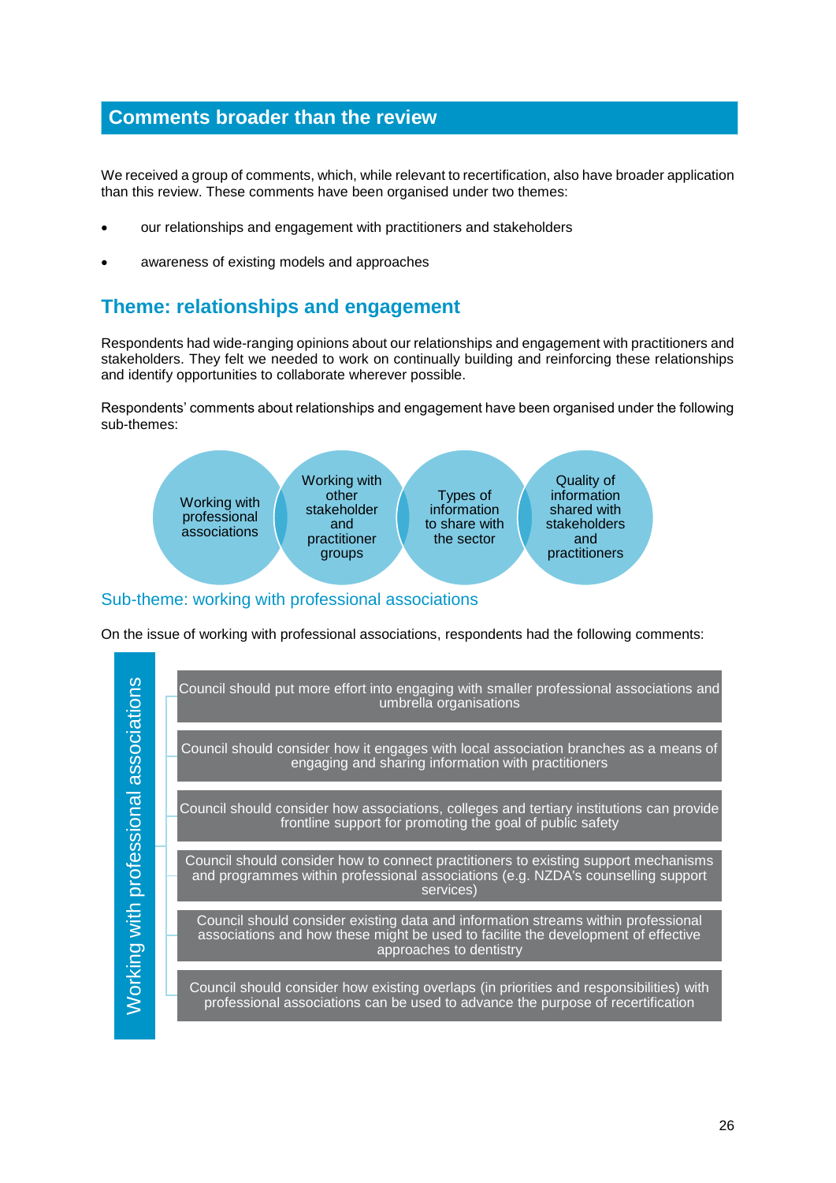## Comments broader than the review

We received a group of comments, which, while relevant to recertification, also have broader application than this review. These comments have been organised under two themes:

- our relationships and engagement with practitioners and stakeholders
- awareness of existing models and approaches

### Theme: relationships and engagement

Respondents had wide-ranging opinions about our relationships and engagement with practitioners and stakeholders. They felt we needed to work on continually building and reinforcing these relationships and identify opportunities to collaborate wherever possible.

Respondents' comments about relationships and engagement have been organised under the following sub-themes:

- Working with professional associations
- Working with other stakeholder and practitioner groups
- Types of information to share with the sector
- Quality of information shared with stakeholders and practitioners

#### Sub-theme: working with professional associations

On the issue of working with professional associations, respondents had the following comments:

**Working with professional associations**

- Council should put more effort into engaging with smaller professional associations and umbrella organisations
- Council should consider how it engages with local association branches as a means of engaging and sharing information with practitioners
- Council should consider how associations, colleges and tertiary institutions can provide frontline support for promoting the goal of public safety
- Council should consider how to connect practitioners to existing support mechanisms and programmes within professional associations (e.g. NZDA's counselling support services)
- Council should consider existing data and information streams within professional associations and how these might be used to facilite the development of effective approaches to dentistry
- Council should consider how existing overlaps (in priorities and responsibilities) with professional associations can be used to advance the purpose of recertification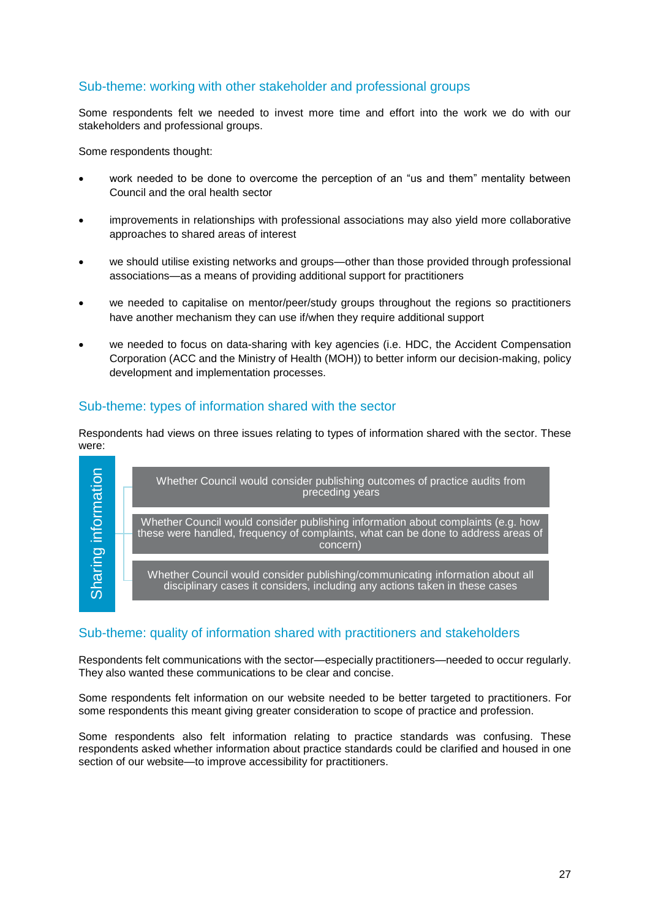### Sub-theme: working with other stakeholder and professional groups

Some respondents felt we needed to invest more time and effort into the work we do with our stakeholders and professional groups.

Some respondents thought:

- work needed to be done to overcome the perception of an "us and them" mentality between Council and the oral health sector
- improvements in relationships with professional associations may also yield more collaborative approaches to shared areas of interest
- we should utilise existing networks and groups—other than those provided through professional associations—as a means of providing additional support for practitioners
- we needed to capitalise on mentor/peer/study groups throughout the regions so practitioners have another mechanism they can use if/when they require additional support
- we needed to focus on data-sharing with key agencies (i.e. HDC, the Accident Compensation Corporation (ACC and the Ministry of Health (MOH)) to better inform our decision-making, policy development and implementation processes.

### Sub-theme: types of information shared with the sector

Respondents had views on three issues relating to types of information shared with the sector. These were:

**Sharing information**

- Whether Council would consider publishing outcomes of practice audits from preceding years
- Whether Council would consider publishing information about complaints (e.g. how these were handled, frequency of complaints, what can be done to address areas of concern)
- Whether Council would consider publishing/communicating information about all disciplinary cases it considers, including any actions taken in these cases

### Sub-theme: quality of information shared with practitioners and stakeholders

Respondents felt communications with the sector—especially practitioners—needed to occur regularly. They also wanted these communications to be clear and concise.

Some respondents felt information on our website needed to be better targeted to practitioners. For some respondents this meant giving greater consideration to scope of practice and profession.

Some respondents also felt information relating to practice standards was confusing. These respondents asked whether information about practice standards could be clarified and housed in one section of our website—to improve accessibility for practitioners.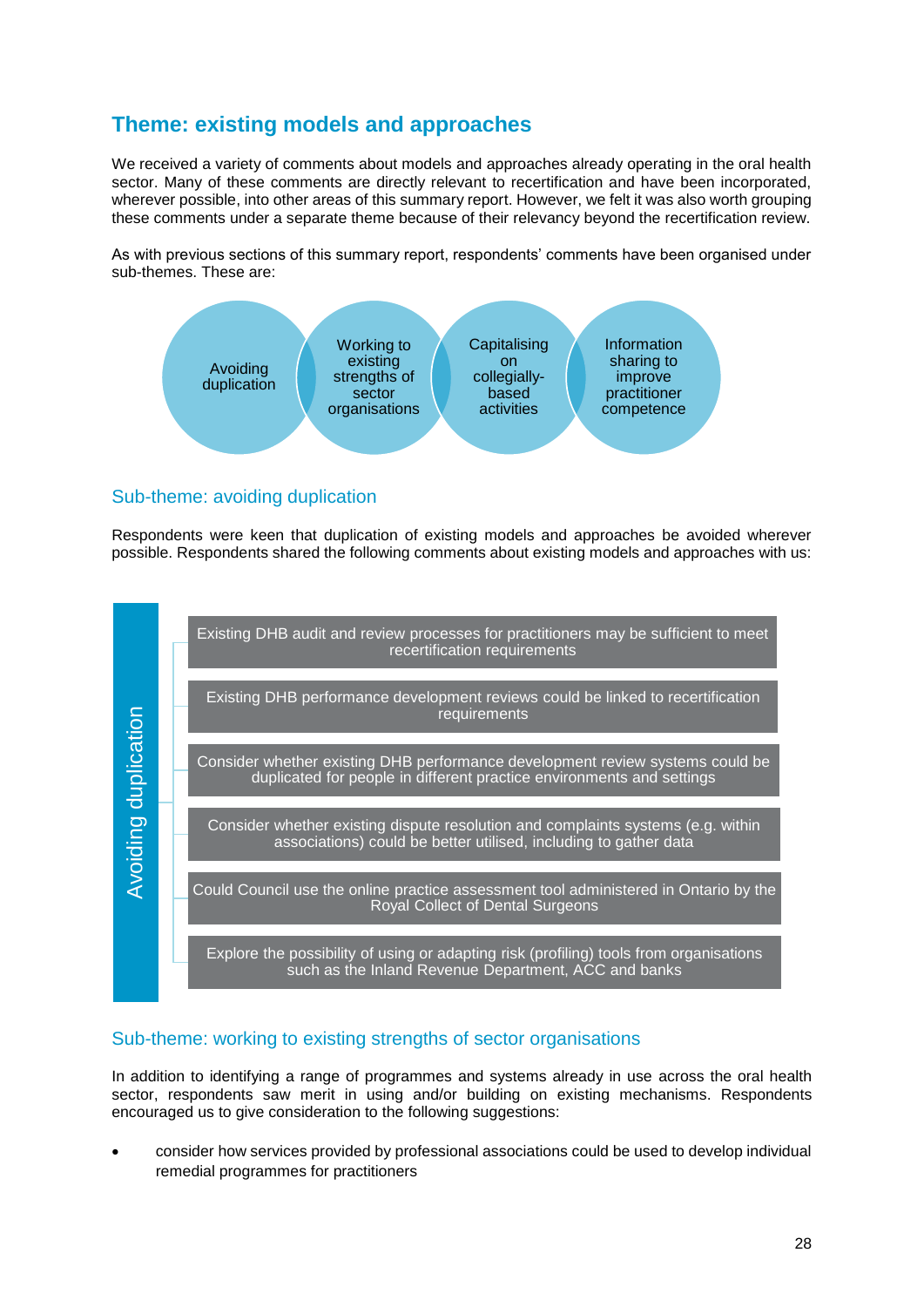## Theme: existing models and approaches

We received a variety of comments about models and approaches already operating in the oral health sector. Many of these comments are directly relevant to recertification and have been incorporated, wherever possible, into other areas of this summary report. However, we felt it was also worth grouping these comments under a separate theme because of their relevancy beyond the recertification review.

As with previous sections of this summary report, respondents' comments have been organised under sub-themes. These are:

- Avoiding duplication
- Working to existing strengths of sector organisations
- Capitalising on collegially-based activities
- Information sharing to improve practitioner competence

### Sub-theme: avoiding duplication

Respondents were keen that duplication of existing models and approaches be avoided wherever possible. Respondents shared the following comments about existing models and approaches with us:

**Avoiding duplication**

- Existing DHB audit and review processes for practitioners may be sufficient to meet recertification requirements
- Existing DHB performance development reviews could be linked to recertification requirements
- Consider whether existing DHB performance development review systems could be duplicated for people in different practice environments and settings
- Consider whether existing dispute resolution and complaints systems (e.g. within associations) could be better utilised, including to gather data
- Could Council use the online practice assessment tool administered in Ontario by the Royal Collect of Dental Surgeons
- Explore the possibility of using or adapting risk (profiling) tools from organisations such as the Inland Revenue Department, ACC and banks

### Sub-theme: working to existing strengths of sector organisations

In addition to identifying a range of programmes and systems already in use across the oral health sector, respondents saw merit in using and/or building on existing mechanisms. Respondents encouraged us to give consideration to the following suggestions:

- consider how services provided by professional associations could be used to develop individual remedial programmes for practitioners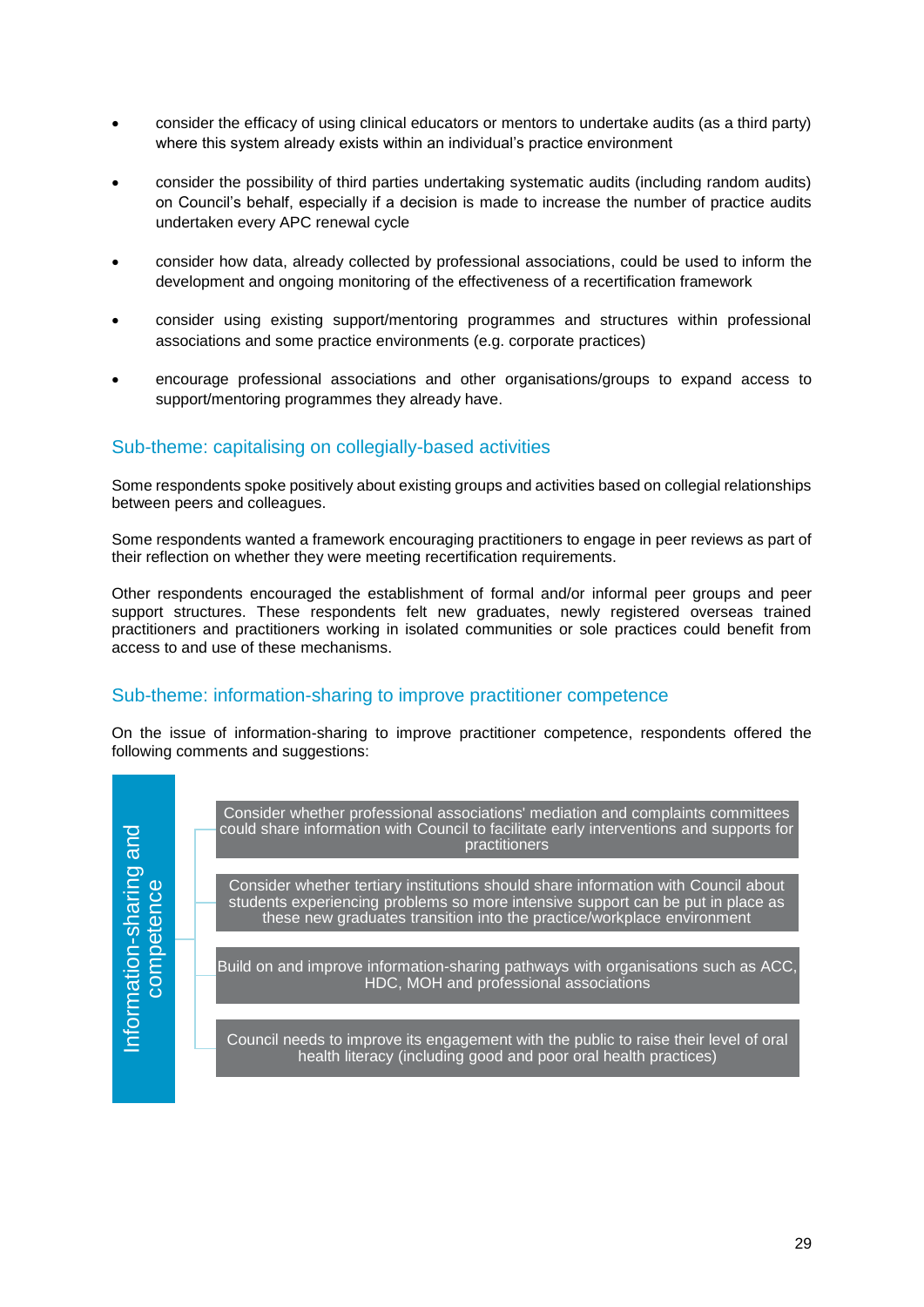- consider the efficacy of using clinical educators or mentors to undertake audits (as a third party) where this system already exists within an individual's practice environment
- consider the possibility of third parties undertaking systematic audits (including random audits) on Council's behalf, especially if a decision is made to increase the number of practice audits undertaken every APC renewal cycle
- consider how data, already collected by professional associations, could be used to inform the development and ongoing monitoring of the effectiveness of a recertification framework
- consider using existing support/mentoring programmes and structures within professional associations and some practice environments (e.g. corporate practices)
- encourage professional associations and other organisations/groups to expand access to support/mentoring programmes they already have.

## Sub-theme: capitalising on collegially-based activities

Some respondents spoke positively about existing groups and activities based on collegial relationships between peers and colleagues.

Some respondents wanted a framework encouraging practitioners to engage in peer reviews as part of their reflection on whether they were meeting recertification requirements.

Other respondents encouraged the establishment of formal and/or informal peer groups and peer support structures. These respondents felt new graduates, newly registered overseas trained practitioners and practitioners working in isolated communities or sole practices could benefit from access to and use of these mechanisms.

## Sub-theme: information-sharing to improve practitioner competence

On the issue of information-sharing to improve practitioner competence, respondents offered the following comments and suggestions:

**Information-sharing and competence**

- Consider whether professional associations' mediation and complaints committees could share information with Council to facilitate early interventions and supports for practitioners
- Consider whether tertiary institutions should share information with Council about students experiencing problems so more intensive support can be put in place as these new graduates transition into the practice/workplace environment
- Build on and improve information-sharing pathways with organisations such as ACC, HDC, MOH and professional associations
- Council needs to improve its engagement with the public to raise their level of oral health literacy (including good and poor oral health practices)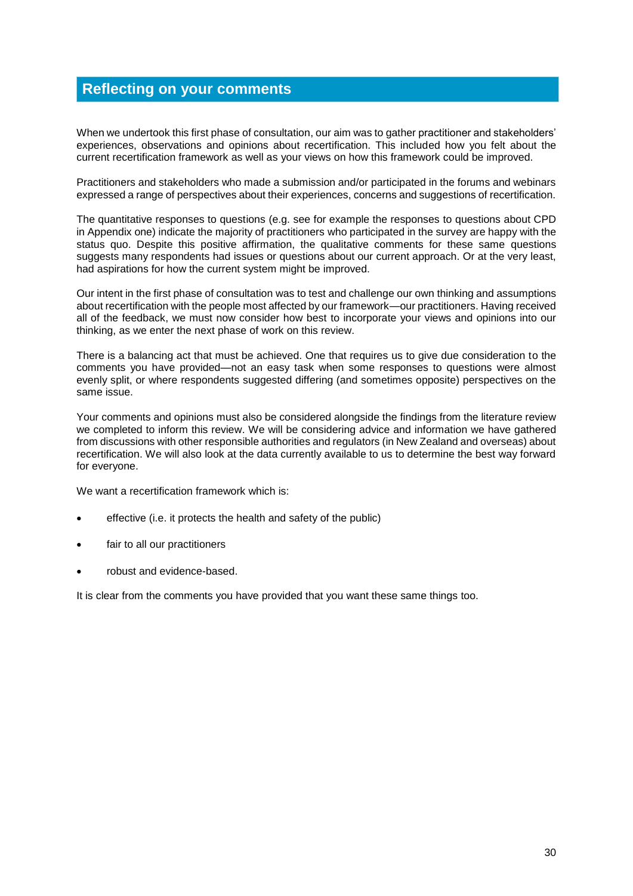## Reflecting on your comments

When we undertook this first phase of consultation, our aim was to gather practitioner and stakeholders' experiences, observations and opinions about recertification. This included how you felt about the current recertification framework as well as your views on how this framework could be improved.

Practitioners and stakeholders who made a submission and/or participated in the forums and webinars expressed a range of perspectives about their experiences, concerns and suggestions of recertification.

The quantitative responses to questions (e.g. see for example the responses to questions about CPD in Appendix one) indicate the majority of practitioners who participated in the survey are happy with the status quo. Despite this positive affirmation, the qualitative comments for these same questions suggests many respondents had issues or questions about our current approach. Or at the very least, had aspirations for how the current system might be improved.

Our intent in the first phase of consultation was to test and challenge our own thinking and assumptions about recertification with the people most affected by our framework—our practitioners. Having received all of the feedback, we must now consider how best to incorporate your views and opinions into our thinking, as we enter the next phase of work on this review.

There is a balancing act that must be achieved. One that requires us to give due consideration to the comments you have provided—not an easy task when some responses to questions were almost evenly split, or where respondents suggested differing (and sometimes opposite) perspectives on the same issue.

Your comments and opinions must also be considered alongside the findings from the literature review we completed to inform this review. We will be considering advice and information we have gathered from discussions with other responsible authorities and regulators (in New Zealand and overseas) about recertification. We will also look at the data currently available to us to determine the best way forward for everyone.

We want a recertification framework which is:

- effective (i.e. it protects the health and safety of the public)
- fair to all our practitioners
- robust and evidence-based.

It is clear from the comments you have provided that you want these same things too.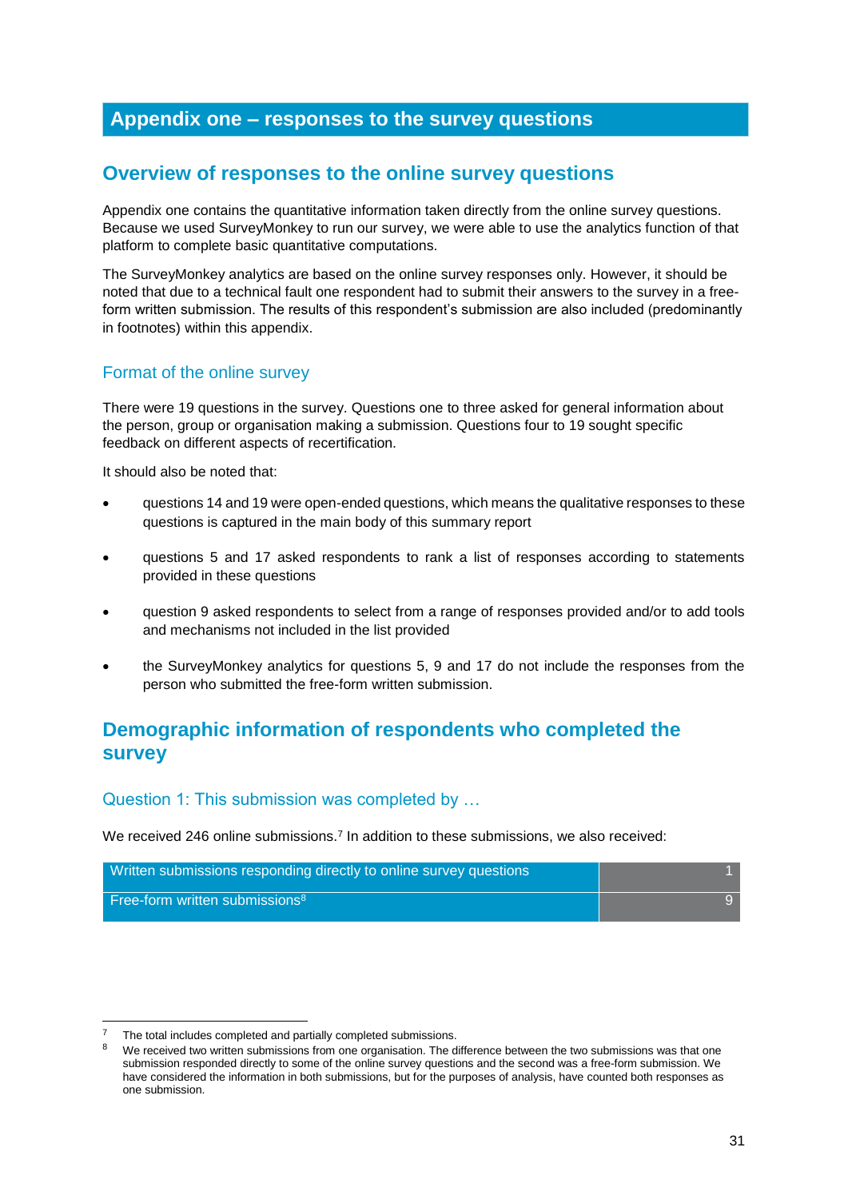# Appendix one – responses to the survey questions

## Overview of responses to the online survey questions

Appendix one contains the quantitative information taken directly from the online survey questions. Because we used SurveyMonkey to run our survey, we were able to use the analytics function of that platform to complete basic quantitative computations.

The SurveyMonkey analytics are based on the online survey responses only. However, it should be noted that due to a technical fault one respondent had to submit their answers to the survey in a free-form written submission. The results of this respondent's submission are also included (predominantly in footnotes) within this appendix.

### Format of the online survey

There were 19 questions in the survey. Questions one to three asked for general information about the person, group or organisation making a submission. Questions four to 19 sought specific feedback on different aspects of recertification.

It should also be noted that:

- questions 14 and 19 were open-ended questions, which means the qualitative responses to these questions is captured in the main body of this summary report
- questions 5 and 17 asked respondents to rank a list of responses according to statements provided in these questions
- question 9 asked respondents to select from a range of responses provided and/or to add tools and mechanisms not included in the list provided
- the SurveyMonkey analytics for questions 5, 9 and 17 do not include the responses from the person who submitted the free-form written submission.

## Demographic information of respondents who completed the survey

### Question 1: This submission was completed by …

We received 246 online submissions.[7] In addition to these submissions, we also received:

| | |
|---|---|
| Written submissions responding directly to online survey questions | 1 |
| Free-form written submissions[8] | 9 |

[7] The total includes completed and partially completed submissions.

[8] We received two written submissions from one organisation. The difference between the two submissions was that one submission responded directly to some of the online survey questions and the second was a free-form submission. We have considered the information in both submissions, but for the purposes of analysis, have counted both responses as one submission.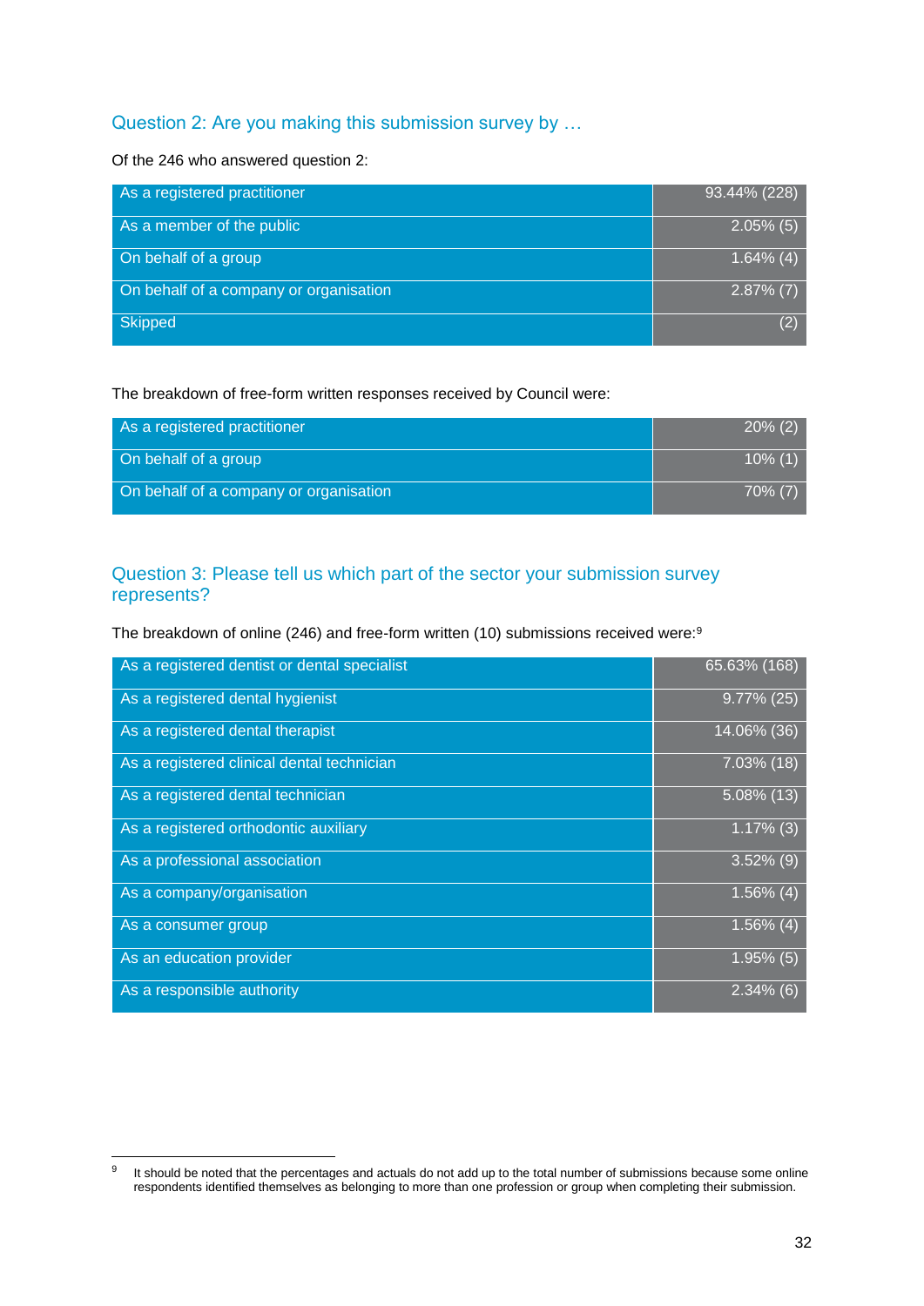### Question 2: Are you making this submission survey by …

Of the 246 who answered question 2:

| | |
|---|---|
| As a registered practitioner | 93.44% (228) |
| As a member of the public | 2.05% (5) |
| On behalf of a group | 1.64% (4) |
| On behalf of a company or organisation | 2.87% (7) |
| Skipped | (2) |

The breakdown of free-form written responses received by Council were:

| | |
|---|---|
| As a registered practitioner | 20% (2) |
| On behalf of a group | 10% (1) |
| On behalf of a company or organisation | 70% (7) |

### Question 3: Please tell us which part of the sector your submission survey represents?

The breakdown of online (246) and free-form written (10) submissions received were:[9]

| | |
|---|---|
| As a registered dentist or dental specialist | 65.63% (168) |
| As a registered dental hygienist | 9.77% (25) |
| As a registered dental therapist | 14.06% (36) |
| As a registered clinical dental technician | 7.03% (18) |
| As a registered dental technician | 5.08% (13) |
| As a registered orthodontic auxiliary | 1.17% (3) |
| As a professional association | 3.52% (9) |
| As a company/organisation | 1.56% (4) |
| As a consumer group | 1.56% (4) |
| As an education provider | 1.95% (5) |
| As a responsible authority | 2.34% (6) |

[9] It should be noted that the percentages and actuals do not add up to the total number of submissions because some online respondents identified themselves as belonging to more than one profession or group when completing their submission.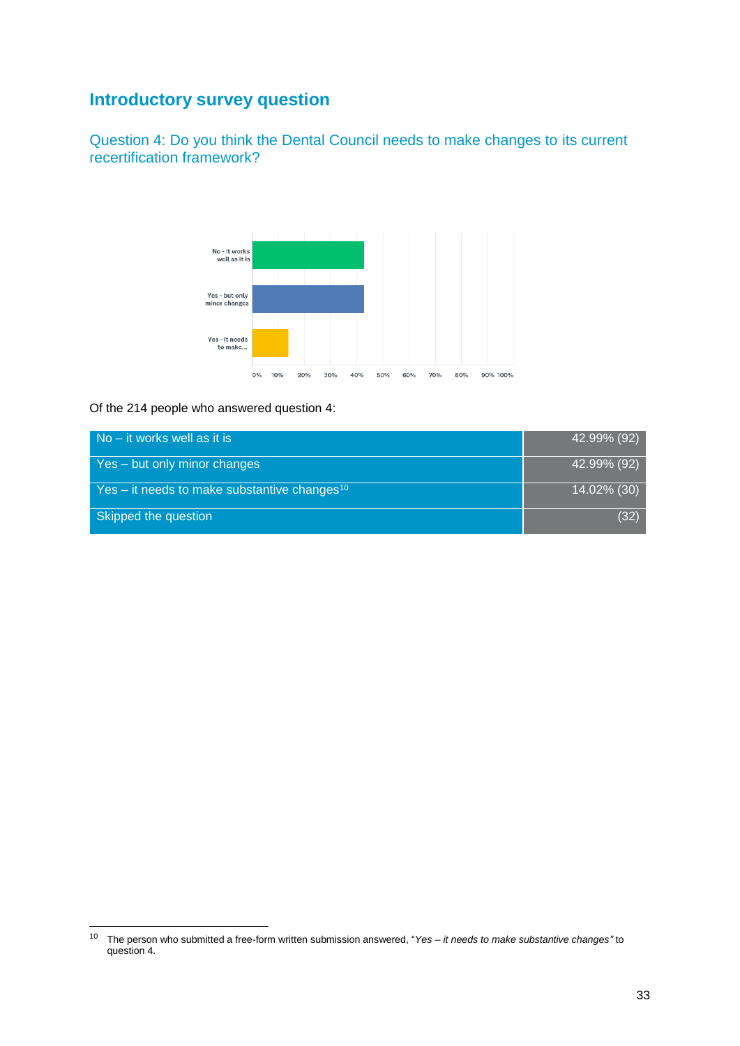## Introductory survey question

### Question 4: Do you think the Dental Council needs to make changes to its current recertification framework?

Of the 214 people who answered question 4:

| | |
|---|---|
| No – it works well as it is | 42.99% (92) |
| Yes – but only minor changes | 42.99% (92) |
| Yes – it needs to make substantive changes[10] | 14.02% (30) |
| Skipped the question | (32) |

[10] The person who submitted a free-form written submission answered, "*Yes – it needs to make substantive changes"* to question 4.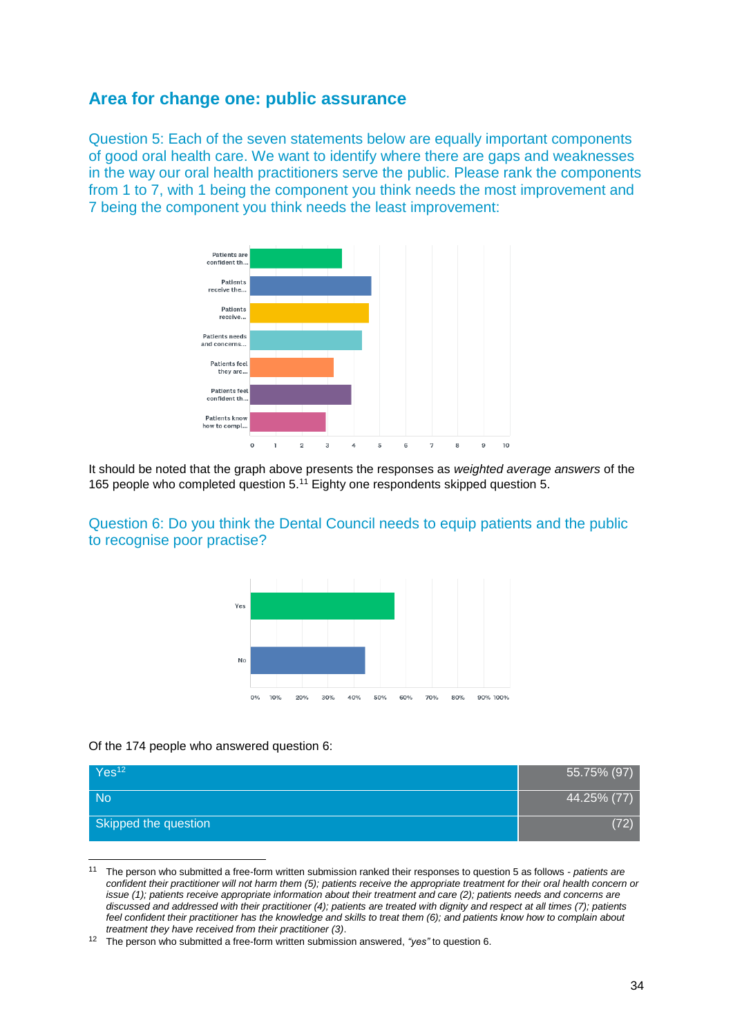## Area for change one: public assurance

### Question 5: Each of the seven statements below are equally important components of good oral health care. We want to identify where there are gaps and weaknesses in the way our oral health practitioners serve the public. Please rank the components from 1 to 7, with 1 being the component you think needs the most improvement and 7 being the component you think needs the least improvement:

| Component | Weighted average |
|---|---|
| Patients are confident th... | ~3.5 |
| Patients receive the... | ~4.7 |
| Patients receive... | ~4.6 |
| Patients needs and concerns... | ~4.3 |
| Patients feel they are... | ~3.2 |
| Patients feel confident th... | ~3.9 |
| Patients know how to compl... | ~2.9 |

It should be noted that the graph above presents the responses as *weighted average answers* of the 165 people who completed question 5.[11] Eighty one respondents skipped question 5.

### Question 6: Do you think the Dental Council needs to equip patients and the public to recognise poor practise?

| Response | Percentage |
|---|---|
| Yes | ~56% |
| No | ~44% |

Of the 174 people who answered question 6:

| Response | Result |
|---|---|
| Yes[12] | 55.75% (97) |
| No | 44.25% (77) |
| Skipped the question | (72) |

---

[11] The person who submitted a free-form written submission ranked their responses to question 5 as follows - *patients are confident their practitioner will not harm them (5); patients receive the appropriate treatment for their oral health concern or issue (1); patients receive appropriate information about their treatment and care (2); patients needs and concerns are discussed and addressed with their practitioner (4); patients are treated with dignity and respect at all times (7); patients feel confident their practitioner has the knowledge and skills to treat them (6); and patients know how to complain about treatment they have received from their practitioner (3)*.

[12] The person who submitted a free-form written submission answered, *"yes"* to question 6.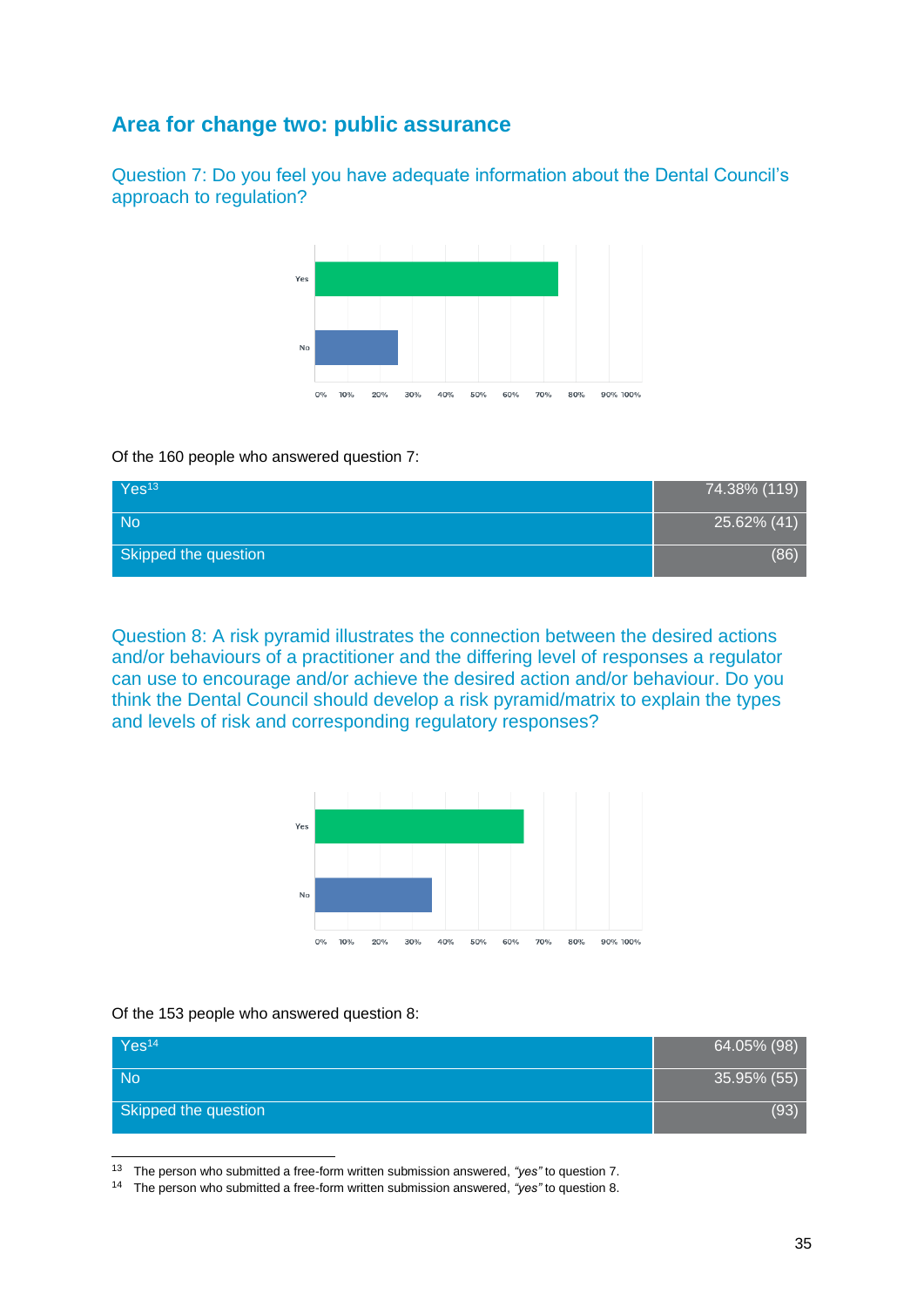## Area for change two: public assurance

### Question 7: Do you feel you have adequate information about the Dental Council's approach to regulation?

Of the 160 people who answered question 7:

| | |
|---|---|
| Yes[13] | 74.38% (119) |
| No | 25.62% (41) |
| Skipped the question | (86) |

### Question 8: A risk pyramid illustrates the connection between the desired actions and/or behaviours of a practitioner and the differing level of responses a regulator can use to encourage and/or achieve the desired action and/or behaviour. Do you think the Dental Council should develop a risk pyramid/matrix to explain the types and levels of risk and corresponding regulatory responses?

Of the 153 people who answered question 8:

| | |
|---|---|
| Yes[14] | 64.05% (98) |
| No | 35.95% (55) |
| Skipped the question | (93) |

[13] The person who submitted a free-form written submission answered, *"yes"* to question 7.

[14] The person who submitted a free-form written submission answered, *"yes"* to question 8.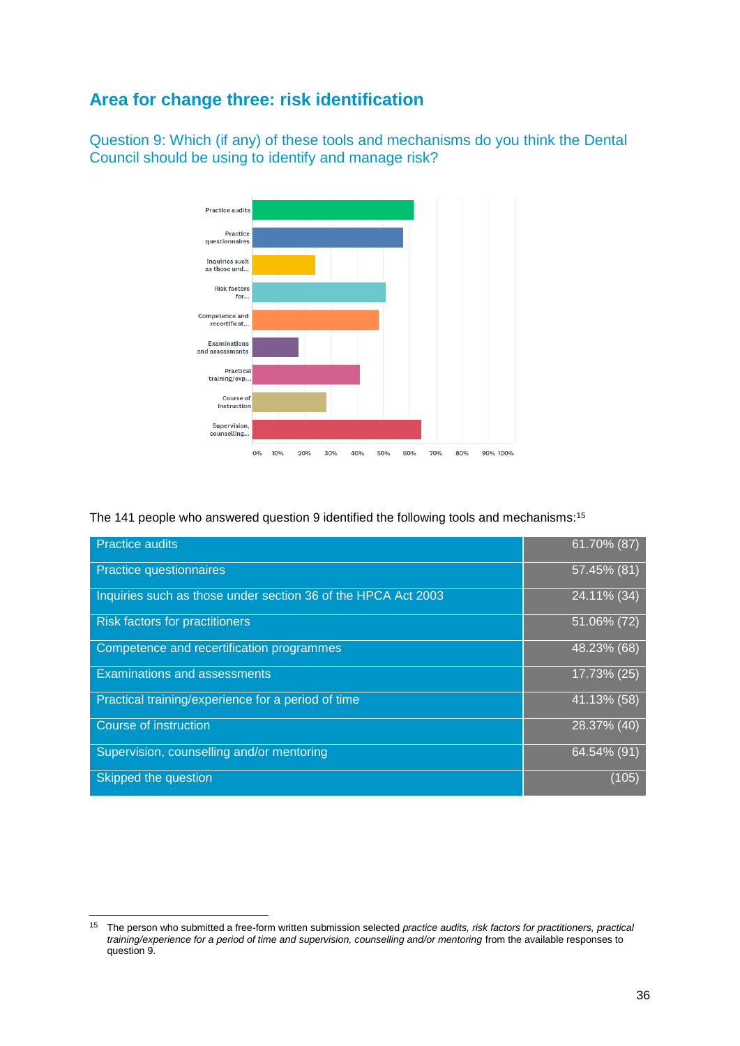## Area for change three: risk identification

### Question 9: Which (if any) of these tools and mechanisms do you think the Dental Council should be using to identify and manage risk?

The 141 people who answered question 9 identified the following tools and mechanisms:[15]

| Tool / mechanism | Response |
|---|---|
| Practice audits | 61.70% (87) |
| Practice questionnaires | 57.45% (81) |
| Inquiries such as those under section 36 of the HPCA Act 2003 | 24.11% (34) |
| Risk factors for practitioners | 51.06% (72) |
| Competence and recertification programmes | 48.23% (68) |
| Examinations and assessments | 17.73% (25) |
| Practical training/experience for a period of time | 41.13% (58) |
| Course of instruction | 28.37% (40) |
| Supervision, counselling and/or mentoring | 64.54% (91) |
| Skipped the question | (105) |

[15] The person who submitted a free-form written submission selected *practice audits, risk factors for practitioners, practical training/experience for a period of time and supervision, counselling and/or mentoring* from the available responses to question 9.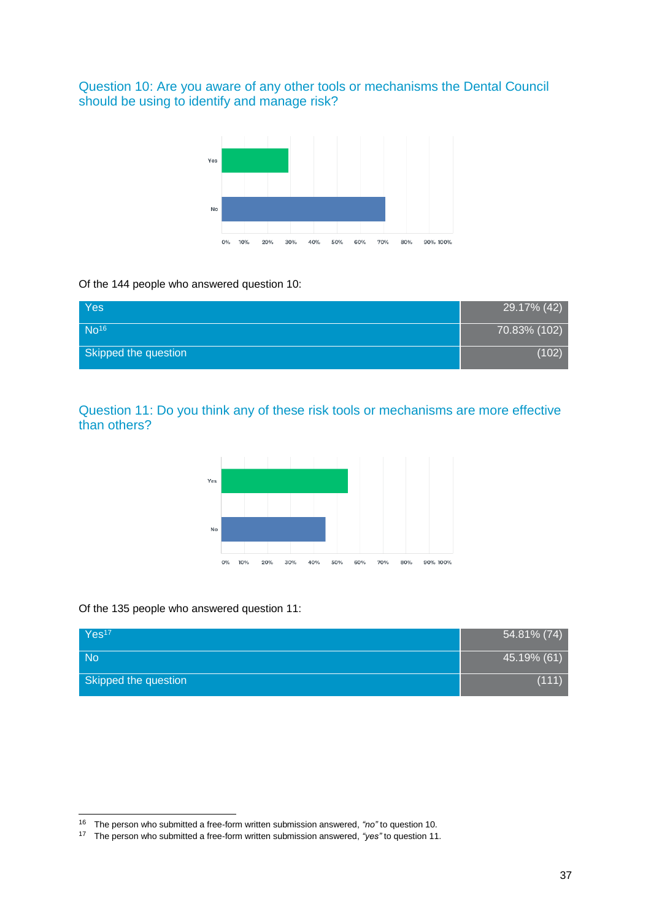## Question 10: Are you aware of any other tools or mechanisms the Dental Council should be using to identify and manage risk?

Of the 144 people who answered question 10:

| | |
|---|---|
| Yes | 29.17% (42) |
| No[16] | 70.83% (102) |
| Skipped the question | (102) |

## Question 11: Do you think any of these risk tools or mechanisms are more effective than others?

Of the 135 people who answered question 11:

| | |
|---|---|
| Yes[17] | 54.81% (74) |
| No | 45.19% (61) |
| Skipped the question | (111) |

[16] The person who submitted a free-form written submission answered, *"no"* to question 10.

[17] The person who submitted a free-form written submission answered, *"yes"* to question 11.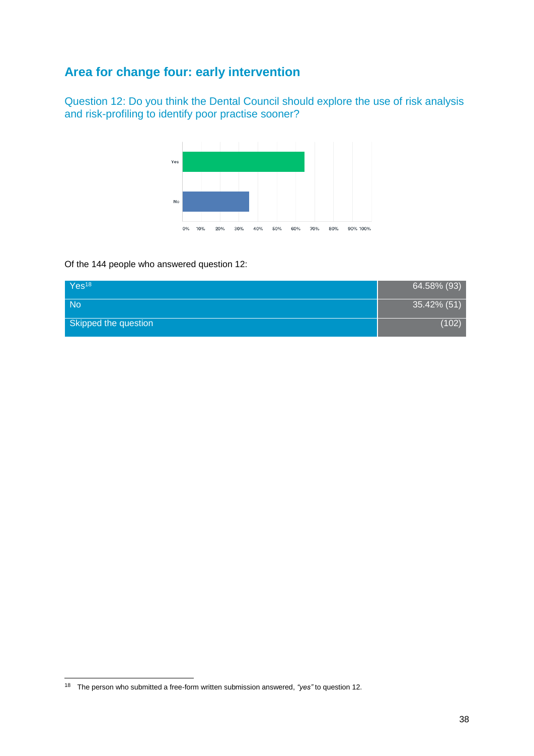## Area for change four: early intervention

### Question 12: Do you think the Dental Council should explore the use of risk analysis and risk-profiling to identify poor practise sooner?

Of the 144 people who answered question 12:

| | |
|---|---|
| Yes[18] | 64.58% (93) |
| No | 35.42% (51) |
| Skipped the question | (102) |

[18] The person who submitted a free-form written submission answered, *"yes"* to question 12.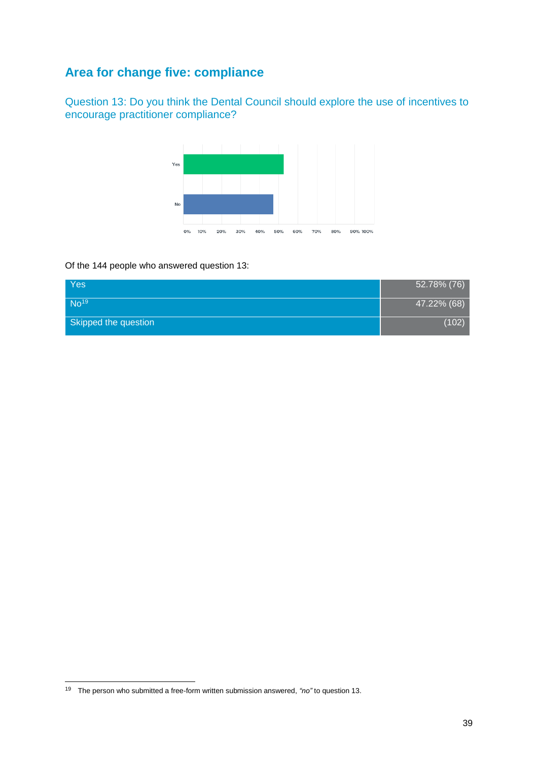## Area for change five: compliance

### Question 13: Do you think the Dental Council should explore the use of incentives to encourage practitioner compliance?

Of the 144 people who answered question 13:

| | |
|---|---|
| Yes | 52.78% (76) |
| No[19] | 47.22% (68) |
| Skipped the question | (102) |

[19] The person who submitted a free-form written submission answered, *"no"* to question 13.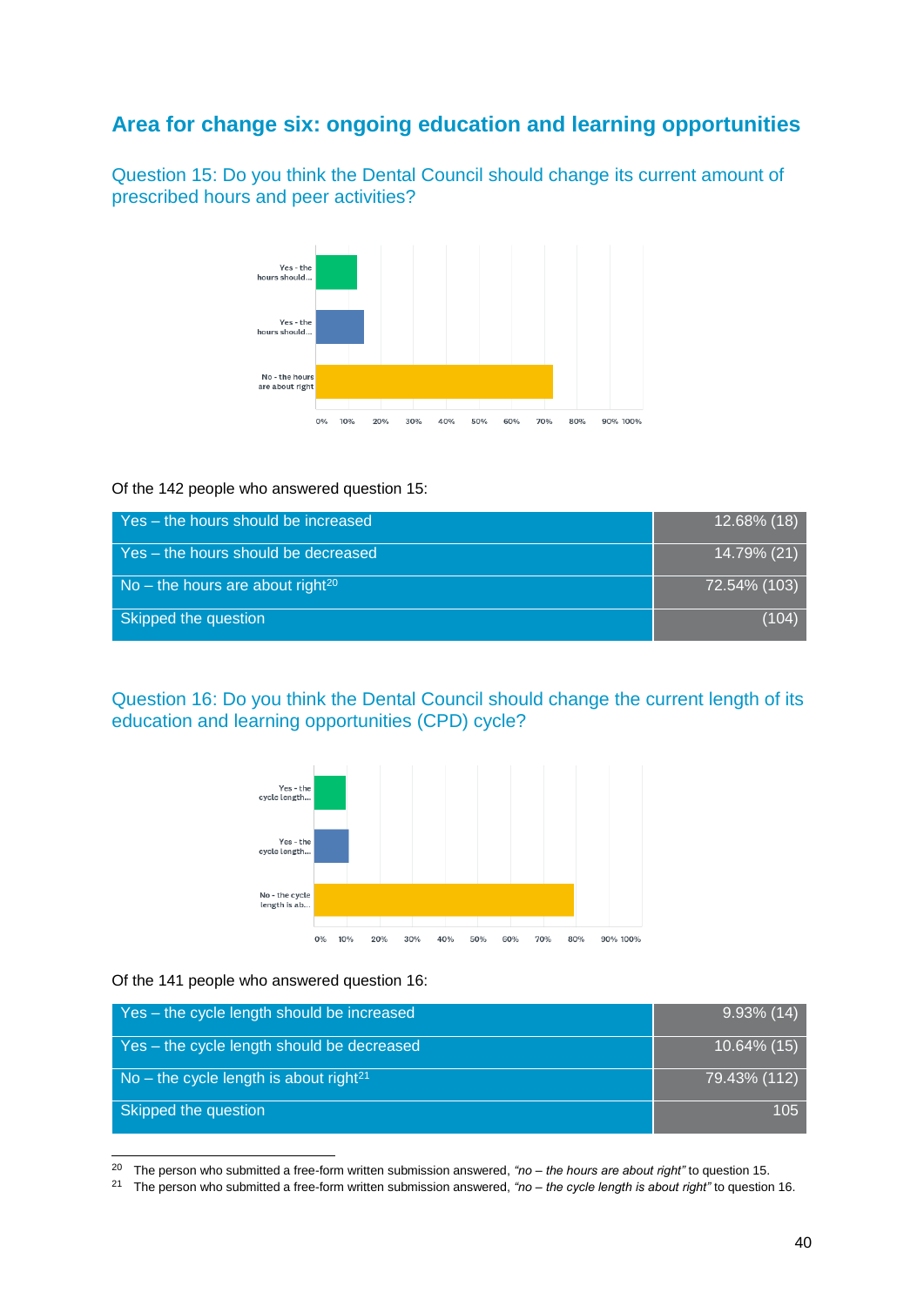## Area for change six: ongoing education and learning opportunities

### Question 15: Do you think the Dental Council should change its current amount of prescribed hours and peer activities?

Of the 142 people who answered question 15:

| | |
|---|---|
| Yes – the hours should be increased | 12.68% (18) |
| Yes – the hours should be decreased | 14.79% (21) |
| No – the hours are about right[20] | 72.54% (103) |
| Skipped the question | (104) |

### Question 16: Do you think the Dental Council should change the current length of its education and learning opportunities (CPD) cycle?

Of the 141 people who answered question 16:

| | |
|---|---|
| Yes – the cycle length should be increased | 9.93% (14) |
| Yes – the cycle length should be decreased | 10.64% (15) |
| No – the cycle length is about right[21] | 79.43% (112) |
| Skipped the question | 105 |

[20] The person who submitted a free-form written submission answered, *"no – the hours are about right"* to question 15.

[21] The person who submitted a free-form written submission answered, *"no – the cycle length is about right"* to question 16.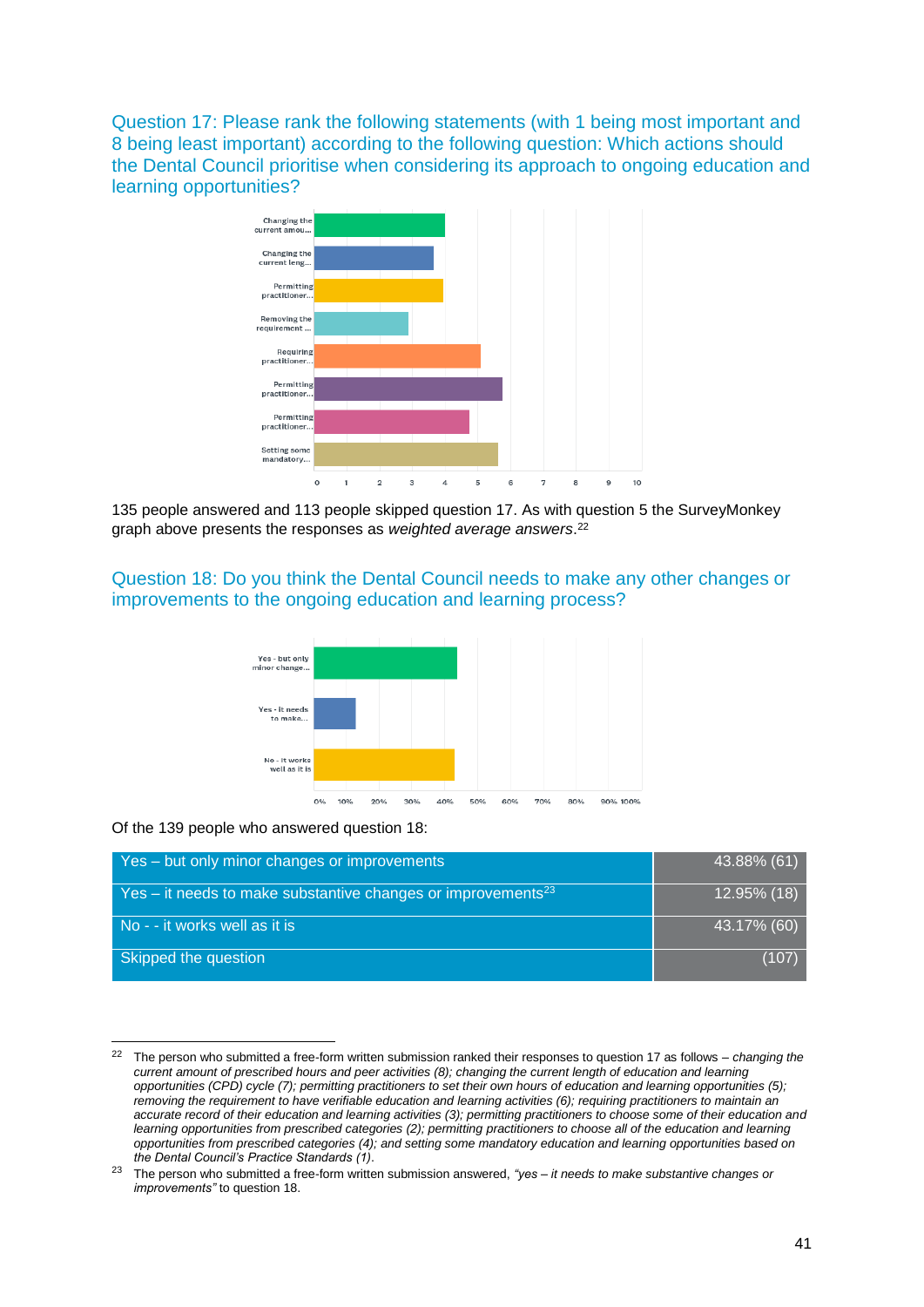### Question 17: Please rank the following statements (with 1 being most important and 8 being least important) according to the following question: Which actions should the Dental Council prioritise when considering its approach to ongoing education and learning opportunities?

Changing the current amou...
Changing the current leng...
Permitting practitioner...
Removing the requirement ...
Requiring practitioner...
Permitting practitioner...
Permitting practitioner...
Setting some mandatory...

0 1 2 3 4 5 6 7 8 9 10

135 people answered and 113 people skipped question 17. As with question 5 the SurveyMonkey graph above presents the responses as *weighted average answers*.[22]

### Question 18: Do you think the Dental Council needs to make any other changes or improvements to the ongoing education and learning process?

Yes - but only minor change...
Yes - it needs to make...
No - it works well as it is

0% 10% 20% 30% 40% 50% 60% 70% 80% 90% 100%

Of the 139 people who answered question 18:

| | |
|---|---|
| Yes – but only minor changes or improvements | 43.88% (61) |
| Yes – it needs to make substantive changes or improvements[23] | 12.95% (18) |
| No - - it works well as it is | 43.17% (60) |
| Skipped the question | (107) |

---

[22] The person who submitted a free-form written submission ranked their responses to question 17 as follows – *changing the current amount of prescribed hours and peer activities (8); changing the current length of education and learning opportunities (CPD) cycle (7); permitting practitioners to set their own hours of education and learning opportunities (5); removing the requirement to have verifiable education and learning activities (6); requiring practitioners to maintain an accurate record of their education and learning activities (3); permitting practitioners to choose some of their education and learning opportunities from prescribed categories (2); permitting practitioners to choose all of the education and learning opportunities from prescribed categories (4); and setting some mandatory education and learning opportunities based on the Dental Council's Practice Standards (1)*.

[23] The person who submitted a free-form written submission answered, *"yes – it needs to make substantive changes or improvements"* to question 18.